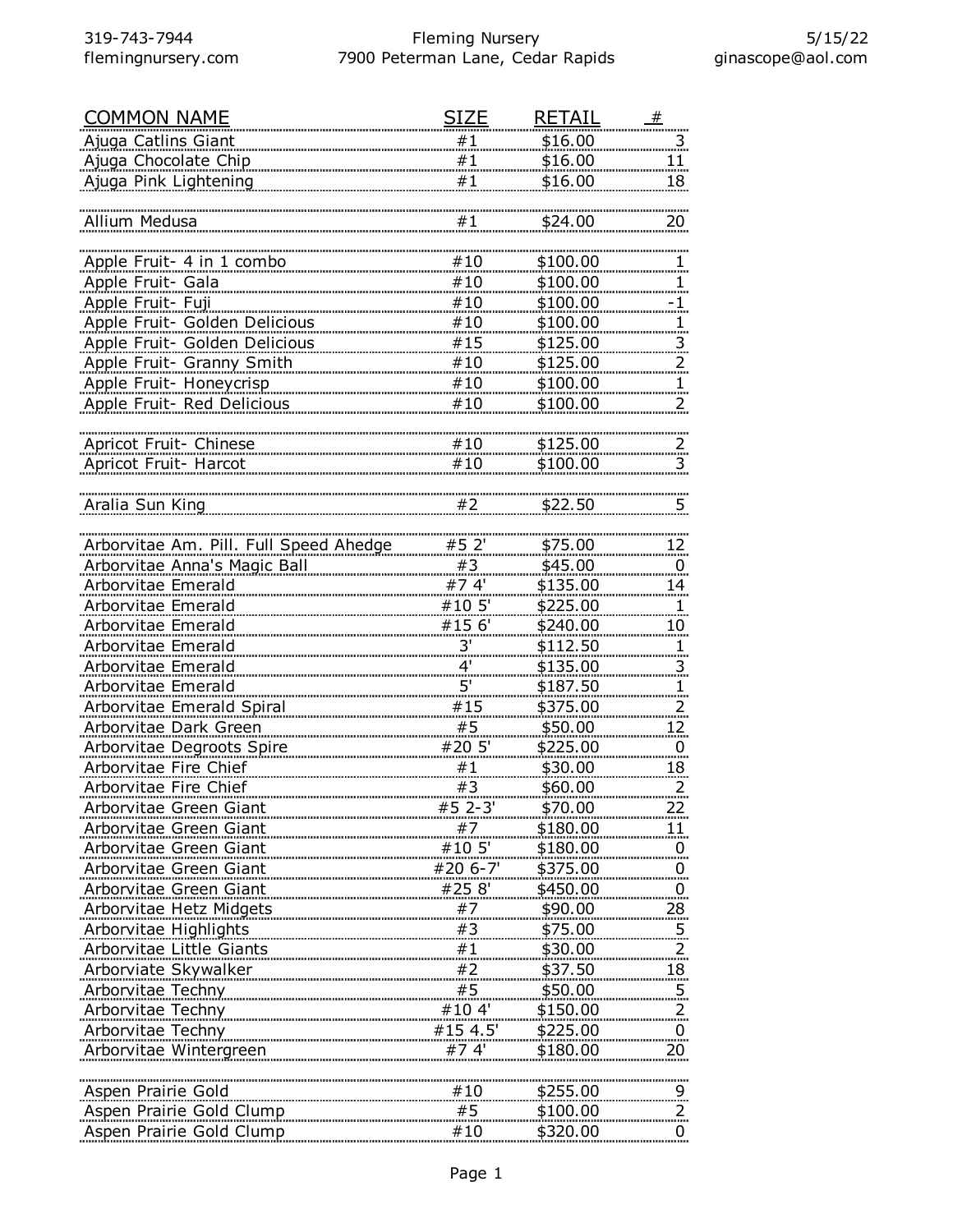| COMMON NAME | SIZE | RETAIL | # |
|---|---|---|---|
| Ajuga Catlins Giant | #1 | $16.00 | 3 |
| Ajuga Chocolate Chip | #1 | $16.00 | 11 |
| Ajuga Pink Lightening | #1 | $16.00 | 18 |
| | | | |
| Allium Medusa | #1 | $24.00 | 20 |
| | | | |
| Apple Fruit- 4 in 1 combo | #10 | $100.00 | 1 |
| Apple Fruit- Gala | #10 | $100.00 | 1 |
| Apple Fruit- Fuji | #10 | $100.00 | -1 |
| Apple Fruit- Golden Delicious | #10 | $100.00 | 1 |
| Apple Fruit- Golden Delicious | #15 | $125.00 | 3 |
| Apple Fruit- Granny Smith | #10 | $125.00 | 2 |
| Apple Fruit- Honeycrisp | #10 | $100.00 | 1 |
| Apple Fruit- Red Delicious | #10 | $100.00 | 2 |
| | | | |
| Apricot Fruit- Chinese | #10 | $125.00 | 2 |
| Apricot Fruit- Harcot | #10 | $100.00 | 3 |
| | | | |
| Aralia Sun King | #2 | $22.50 | 5 |
| | | | |
| Arborvitae Am. Pill. Full Speed Ahedge | #5 2' | $75.00 | 12 |
| Arborvitae Anna's Magic Ball | #3 | $45.00 | 0 |
| Arborvitae Emerald | #7 4' | $135.00 | 14 |
| Arborvitae Emerald | #10 5' | $225.00 | 1 |
| Arborvitae Emerald | #15 6' | $240.00 | 10 |
| Arborvitae Emerald | 3' | $112.50 | 1 |
| Arborvitae Emerald | 4' | $135.00 | 3 |
| Arborvitae Emerald | 5' | $187.50 | 1 |
| Arborvitae Emerald Spiral | #15 | $375.00 | 2 |
| Arborvitae Dark Green | #5 | $50.00 | 12 |
| Arborvitae Degroots Spire | #20 5' | $225.00 | 0 |
| Arborvitae Fire Chief | #1 | $30.00 | 18 |
| Arborvitae Fire Chief | #3 | $60.00 | 2 |
| Arborvitae Green Giant | #5 2-3' | $70.00 | 22 |
| Arborvitae Green Giant | #7 | $180.00 | 11 |
| Arborvitae Green Giant | #10 5' | $180.00 | 0 |
| Arborvitae Green Giant | #20 6-7' | $375.00 | 0 |
| Arborvitae Green Giant | #25 8' | $450.00 | 0 |
| Arborvitae Hetz Midgets | #7 | $90.00 | 28 |
| Arborvitae Highlights | #3 | $75.00 | 5 |
| Arborvitae Little Giants | #1 | $30.00 | 2 |
| Arborviate Skywalker | #2 | $37.50 | 18 |
| Arborvitae Techny | #5 | $50.00 | 5 |
| Arborvitae Techny | #10 4' | $150.00 | 2 |
| Arborvitae Techny | #15 4.5' | $225.00 | 0 |
| Arborvitae Wintergreen | #7 4' | $180.00 | 20 |
| | | | |
| Aspen Prairie Gold | #10 | $255.00 | 9 |
| Aspen Prairie Gold Clump | #5 | $100.00 | 2 |
| Aspen Prairie Gold Clump | #10 | $320.00 | 0 |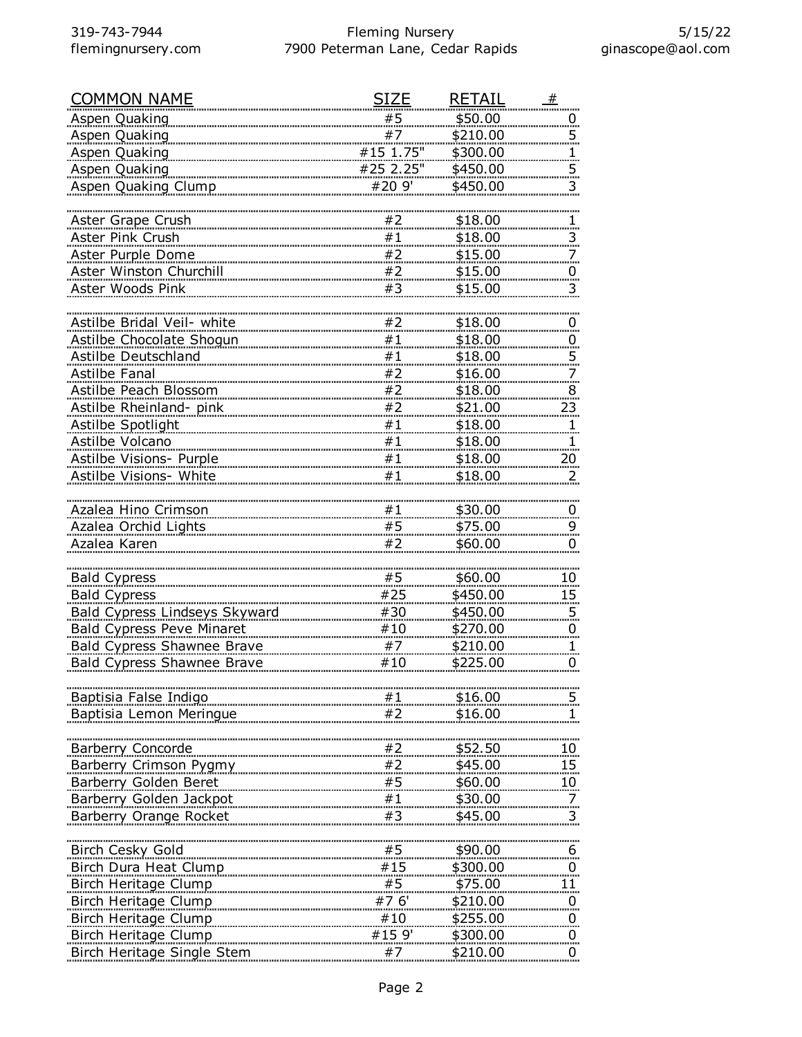| COMMON NAME | SIZE | RETAIL | # |
|---|---|---|---|
| Aspen Quaking | #5 | $50.00 | 0 |
| Aspen Quaking | #7 | $210.00 | 5 |
| Aspen Quaking | #15 1.75" | $300.00 | 1 |
| Aspen Quaking | #25 2.25" | $450.00 | 5 |
| Aspen Quaking Clump | #20 9' | $450.00 | 3 |
| | | | |
| Aster Grape Crush | #2 | $18.00 | 1 |
| Aster Pink Crush | #1 | $18.00 | 3 |
| Aster Purple Dome | #2 | $15.00 | 7 |
| Aster Winston Churchill | #2 | $15.00 | 0 |
| Aster Woods Pink | #3 | $15.00 | 3 |
| | | | |
| Astilbe Bridal Veil- white | #2 | $18.00 | 0 |
| Astilbe Chocolate Shogun | #1 | $18.00 | 0 |
| Astilbe Deutschland | #1 | $18.00 | 5 |
| Astilbe Fanal | #2 | $16.00 | 7 |
| Astilbe Peach Blossom | #2 | $18.00 | 8 |
| Astilbe Rheinland- pink | #2 | $21.00 | 23 |
| Astilbe Spotlight | #1 | $18.00 | 1 |
| Astilbe Volcano | #1 | $18.00 | 1 |
| Astilbe Visions- Purple | #1 | $18.00 | 20 |
| Astilbe Visions- White | #1 | $18.00 | 2 |
| | | | |
| Azalea Hino Crimson | #1 | $30.00 | 0 |
| Azalea Orchid Lights | #5 | $75.00 | 9 |
| Azalea Karen | #2 | $60.00 | 0 |
| | | | |
| Bald Cypress | #5 | $60.00 | 10 |
| Bald Cypress | #25 | $450.00 | 15 |
| Bald Cypress Lindseys Skyward | #30 | $450.00 | 5 |
| Bald Cypress Peve Minaret | #10 | $270.00 | 0 |
| Bald Cypress Shawnee Brave | #7 | $210.00 | 1 |
| Bald Cypress Shawnee Brave | #10 | $225.00 | 0 |
| | | | |
| Baptisia False Indigo | #1 | $16.00 | 5 |
| Baptisia Lemon Meringue | #2 | $16.00 | 1 |
| | | | |
| Barberry Concorde | #2 | $52.50 | 10 |
| Barberry Crimson Pygmy | #2 | $45.00 | 15 |
| Barberry Golden Beret | #5 | $60.00 | 10 |
| Barberry Golden Jackpot | #1 | $30.00 | 7 |
| Barberry Orange Rocket | #3 | $45.00 | 3 |
| | | | |
| Birch Cesky Gold | #5 | $90.00 | 6 |
| Birch Dura Heat Clump | #15 | $300.00 | 0 |
| Birch Heritage Clump | #5 | $75.00 | 11 |
| Birch Heritage Clump | #7 6' | $210.00 | 0 |
| Birch Heritage Clump | #10 | $255.00 | 0 |
| Birch Heritage Clump | #15 9' | $300.00 | 0 |
| Birch Heritage Single Stem | #7 | $210.00 | 0 |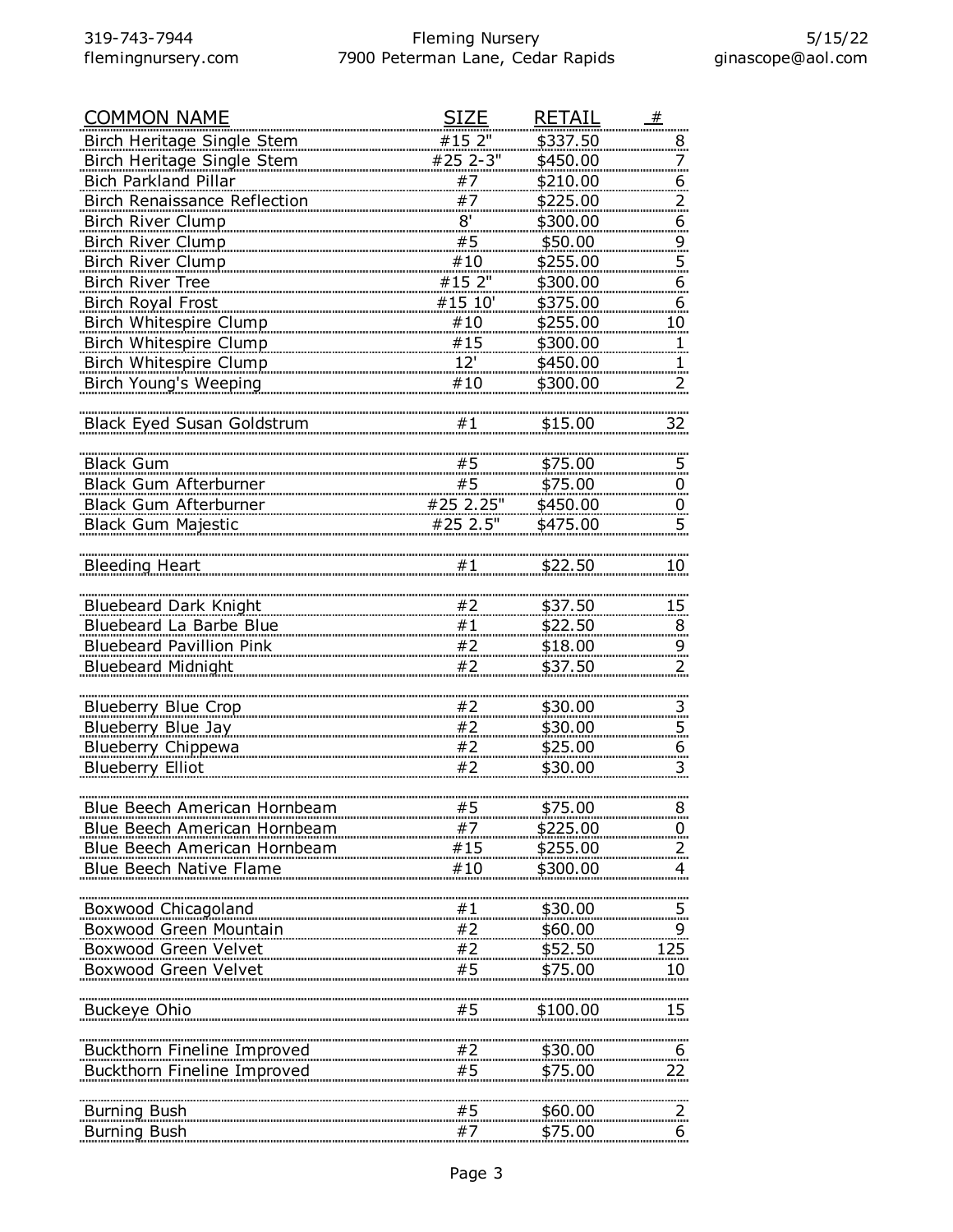| COMMON NAME | SIZE | RETAIL | # |
|---|---|---|---|
| Birch Heritage Single Stem | #15 2" | $337.50 | 8 |
| Birch Heritage Single Stem | #25 2-3" | $450.00 | 7 |
| Bich Parkland Pillar | #7 | $210.00 | 6 |
| Birch Renaissance Reflection | #7 | $225.00 | 2 |
| Birch River Clump | 8' | $300.00 | 6 |
| Birch River Clump | #5 | $50.00 | 9 |
| Birch River Clump | #10 | $255.00 | 5 |
| Birch River Tree | #15 2" | $300.00 | 6 |
| Birch Royal Frost | #15 10' | $375.00 | 6 |
| Birch Whitespire Clump | #10 | $255.00 | 10 |
| Birch Whitespire Clump | #15 | $300.00 | 1 |
| Birch Whitespire Clump | 12' | $450.00 | 1 |
| Birch Young's Weeping | #10 | $300.00 | 2 |
| | | | |
| Black Eyed Susan Goldstrum | #1 | $15.00 | 32 |
| | | | |
| Black Gum | #5 | $75.00 | 5 |
| Black Gum Afterburner | #5 | $75.00 | 0 |
| Black Gum Afterburner | #25 2.25" | $450.00 | 0 |
| Black Gum Majestic | #25 2.5" | $475.00 | 5 |
| | | | |
| Bleeding Heart | #1 | $22.50 | 10 |
| | | | |
| Bluebeard Dark Knight | #2 | $37.50 | 15 |
| Bluebeard La Barbe Blue | #1 | $22.50 | 8 |
| Bluebeard Pavillion Pink | #2 | $18.00 | 9 |
| Bluebeard Midnight | #2 | $37.50 | 2 |
| | | | |
| Blueberry Blue Crop | #2 | $30.00 | 3 |
| Blueberry Blue Jay | #2 | $30.00 | 5 |
| Blueberry Chippewa | #2 | $25.00 | 6 |
| Blueberry Elliot | #2 | $30.00 | 3 |
| | | | |
| Blue Beech American Hornbeam | #5 | $75.00 | 8 |
| Blue Beech American Hornbeam | #7 | $225.00 | 0 |
| Blue Beech American Hornbeam | #15 | $255.00 | 2 |
| Blue Beech Native Flame | #10 | $300.00 | 4 |
| | | | |
| Boxwood Chicagoland | #1 | $30.00 | 5 |
| Boxwood Green Mountain | #2 | $60.00 | 9 |
| Boxwood Green Velvet | #2 | $52.50 | 125 |
| Boxwood Green Velvet | #5 | $75.00 | 10 |
| | | | |
| Buckeye Ohio | #5 | $100.00 | 15 |
| | | | |
| Buckthorn Fineline Improved | #2 | $30.00 | 6 |
| Buckthorn Fineline Improved | #5 | $75.00 | 22 |
| | | | |
| Burning Bush | #5 | $60.00 | 2 |
| Burning Bush | #7 | $75.00 | 6 |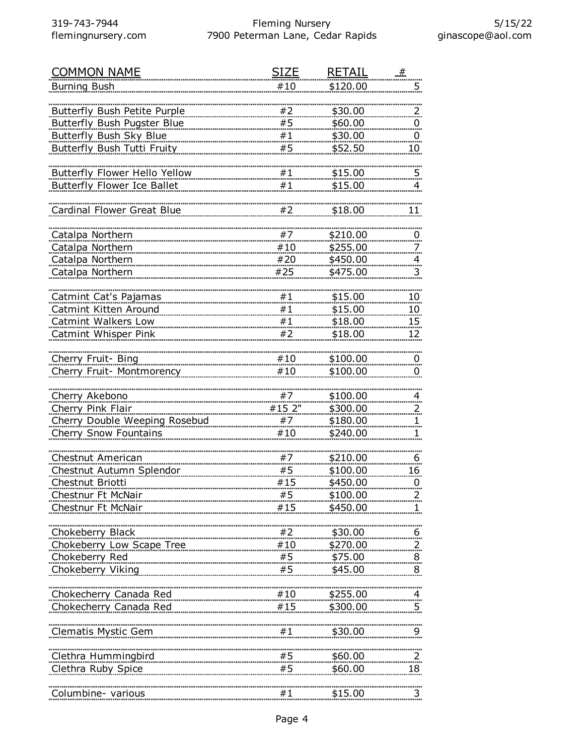| COMMON NAME | SIZE | RETAIL | # |
|---|---|---|---|
| Burning Bush | #10 | $120.00 | 5 |
| | | | |
| Butterfly Bush Petite Purple | #2 | $30.00 | 2 |
| Butterfly Bush Pugster Blue | #5 | $60.00 | 0 |
| Butterfly Bush Sky Blue | #1 | $30.00 | 0 |
| Butterfly Bush Tutti Fruity | #5 | $52.50 | 10 |
| | | | |
| Butterfly Flower Hello Yellow | #1 | $15.00 | 5 |
| Butterfly Flower Ice Ballet | #1 | $15.00 | 4 |
| | | | |
| Cardinal Flower Great Blue | #2 | $18.00 | 11 |
| | | | |
| Catalpa Northern | #7 | $210.00 | 0 |
| Catalpa Northern | #10 | $255.00 | 7 |
| Catalpa Northern | #20 | $450.00 | 4 |
| Catalpa Northern | #25 | $475.00 | 3 |
| | | | |
| Catmint Cat's Pajamas | #1 | $15.00 | 10 |
| Catmint Kitten Around | #1 | $15.00 | 10 |
| Catmint Walkers Low | #1 | $18.00 | 15 |
| Catmint Whisper Pink | #2 | $18.00 | 12 |
| | | | |
| Cherry Fruit- Bing | #10 | $100.00 | 0 |
| Cherry Fruit- Montmorency | #10 | $100.00 | 0 |
| | | | |
| Cherry Akebono | #7 | $100.00 | 4 |
| Cherry Pink Flair | #15 2" | $300.00 | 2 |
| Cherry Double Weeping Rosebud | #7 | $180.00 | 1 |
| Cherry Snow Fountains | #10 | $240.00 | 1 |
| | | | |
| Chestnut American | #7 | $210.00 | 6 |
| Chestnut Autumn Splendor | #5 | $100.00 | 16 |
| Chestnut Briotti | #15 | $450.00 | 0 |
| Chestnur Ft McNair | #5 | $100.00 | 2 |
| Chestnut Ft McNair | #15 | $450.00 | 1 |
| | | | |
| Chokeberry Black | #2 | $30.00 | 6 |
| Chokeberry Low Scape Tree | #10 | $270.00 | 2 |
| Chokeberry Red | #5 | $75.00 | 8 |
| Chokeberry Viking | #5 | $45.00 | 8 |
| | | | |
| Chokecherry Canada Red | #10 | $255.00 | 4 |
| Chokecherry Canada Red | #15 | $300.00 | 5 |
| | | | |
| Clematis Mystic Gem | #1 | $30.00 | 9 |
| | | | |
| Clethra Hummingbird | #5 | $60.00 | 2 |
| Clethra Ruby Spice | #5 | $60.00 | 18 |
| | | | |
| Columbine- various | #1 | $15.00 | 3 |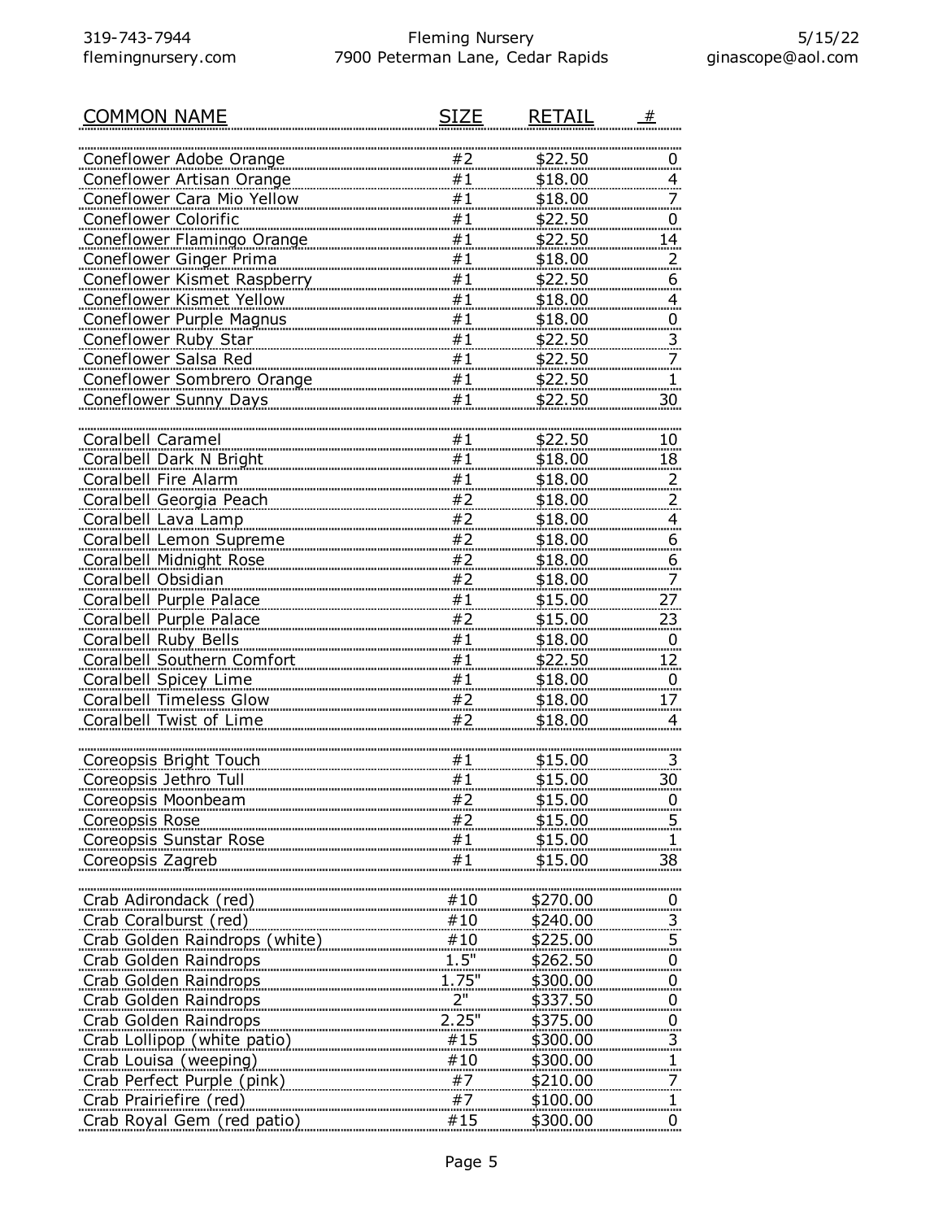| COMMON NAME | SIZE | RETAIL | # |
|---|---|---|---|
| Coneflower Adobe Orange | #2 | $22.50 | 0 |
| Coneflower Artisan Orange | #1 | $18.00 | 4 |
| Coneflower Cara Mio Yellow | #1 | $18.00 | 7 |
| Coneflower Colorific | #1 | $22.50 | 0 |
| Coneflower Flamingo Orange | #1 | $22.50 | 14 |
| Coneflower Ginger Prima | #1 | $18.00 | 2 |
| Coneflower Kismet Raspberry | #1 | $22.50 | 6 |
| Coneflower Kismet Yellow | #1 | $18.00 | 4 |
| Coneflower Purple Magnus | #1 | $18.00 | 0 |
| Coneflower Ruby Star | #1 | $22.50 | 3 |
| Coneflower Salsa Red | #1 | $22.50 | 7 |
| Coneflower Sombrero Orange | #1 | $22.50 | 1 |
| Coneflower Sunny Days | #1 | $22.50 | 30 |
| | | | |
| Coralbell Caramel | #1 | $22.50 | 10 |
| Coralbell Dark N Bright | #1 | $18.00 | 18 |
| Coralbell Fire Alarm | #1 | $18.00 | 2 |
| Coralbell Georgia Peach | #2 | $18.00 | 2 |
| Coralbell Lava Lamp | #2 | $18.00 | 4 |
| Coralbell Lemon Supreme | #2 | $18.00 | 6 |
| Coralbell Midnight Rose | #2 | $18.00 | 6 |
| Coralbell Obsidian | #2 | $18.00 | 7 |
| Coralbell Purple Palace | #1 | $15.00 | 27 |
| Coralbell Purple Palace | #2 | $15.00 | 23 |
| Coralbell Ruby Bells | #1 | $18.00 | 0 |
| Coralbell Southern Comfort | #1 | $22.50 | 12 |
| Coralbell Spicey Lime | #1 | $18.00 | 0 |
| Coralbell Timeless Glow | #2 | $18.00 | 17 |
| Coralbell Twist of Lime | #2 | $18.00 | 4 |
| | | | |
| Coreopsis Bright Touch | #1 | $15.00 | 3 |
| Coreopsis Jethro Tull | #1 | $15.00 | 30 |
| Coreopsis Moonbeam | #2 | $15.00 | 0 |
| Coreopsis Rose | #2 | $15.00 | 5 |
| Coreopsis Sunstar Rose | #1 | $15.00 | 1 |
| Coreopsis Zagreb | #1 | $15.00 | 38 |
| | | | |
| Crab Adirondack (red) | #10 | $270.00 | 0 |
| Crab Coralburst (red) | #10 | $240.00 | 3 |
| Crab Golden Raindrops (white) | #10 | $225.00 | 5 |
| Crab Golden Raindrops | 1.5" | $262.50 | 0 |
| Crab Golden Raindrops | 1.75" | $300.00 | 0 |
| Crab Golden Raindrops | 2" | $337.50 | 0 |
| Crab Golden Raindrops | 2.25" | $375.00 | 0 |
| Crab Lollipop (white patio) | #15 | $300.00 | 3 |
| Crab Louisa (weeping) | #10 | $300.00 | 1 |
| Crab Perfect Purple (pink) | #7 | $210.00 | 7 |
| Crab Prairiefire (red) | #7 | $100.00 | 1 |
| Crab Royal Gem (red patio) | #15 | $300.00 | 0 |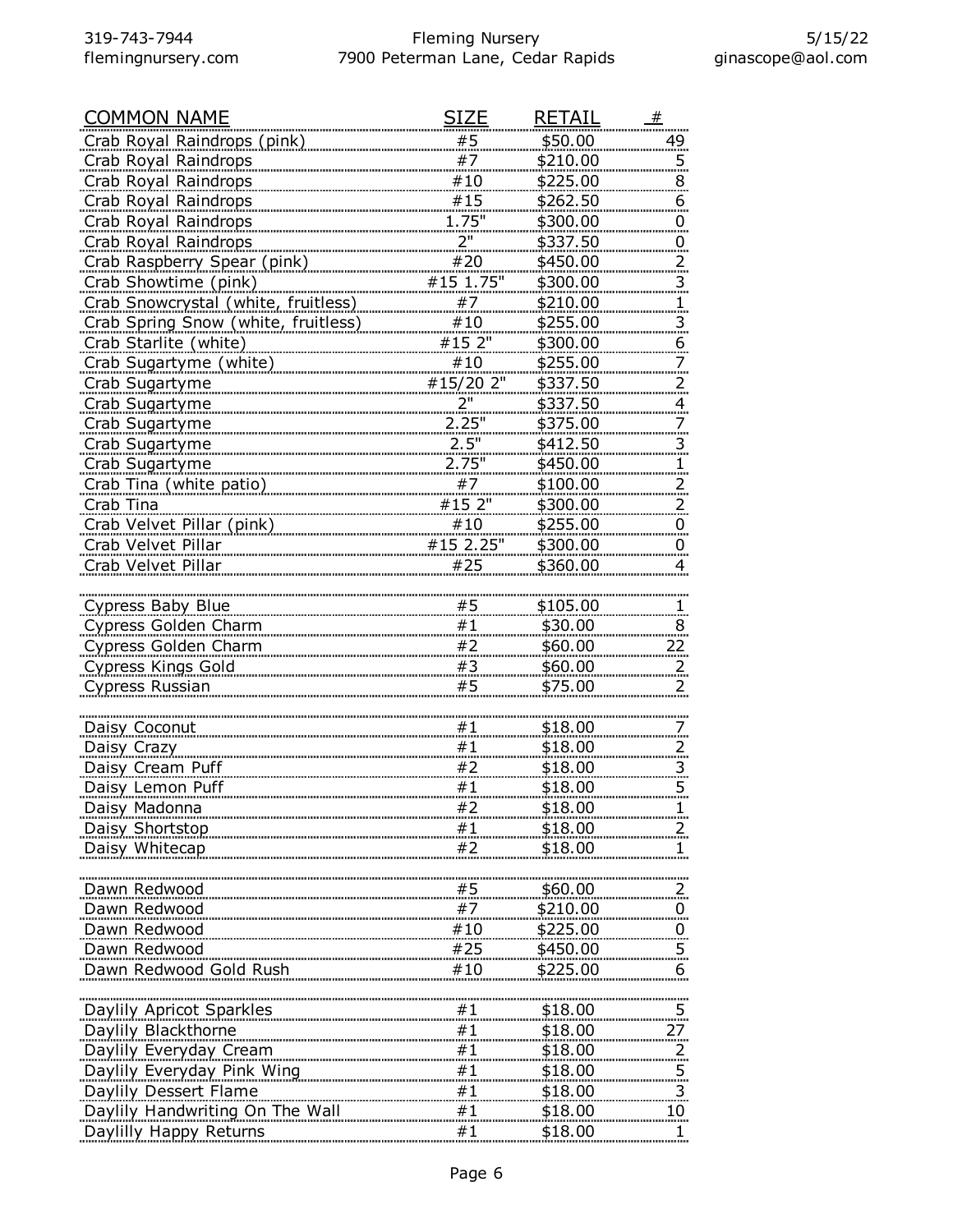| COMMON NAME | SIZE | RETAIL | # |
|---|---|---|---|
| Crab Royal Raindrops (pink) | #5 | $50.00 | 49 |
| Crab Royal Raindrops | #7 | $210.00 | 5 |
| Crab Royal Raindrops | #10 | $225.00 | 8 |
| Crab Royal Raindrops | #15 | $262.50 | 6 |
| Crab Royal Raindrops | 1.75" | $300.00 | 0 |
| Crab Royal Raindrops | 2" | $337.50 | 0 |
| Crab Raspberry Spear (pink) | #20 | $450.00 | 2 |
| Crab Showtime (pink) | #15 1.75" | $300.00 | 3 |
| Crab Snowcrystal (white, fruitless) | #7 | $210.00 | 1 |
| Crab Spring Snow (white, fruitless) | #10 | $255.00 | 3 |
| Crab Starlite (white) | #15 2" | $300.00 | 6 |
| Crab Sugartyme (white) | #10 | $255.00 | 7 |
| Crab Sugartyme | #15/20 2" | $337.50 | 2 |
| Crab Sugartyme | 2" | $337.50 | 4 |
| Crab Sugartyme | 2.25" | $375.00 | 7 |
| Crab Sugartyme | 2.5" | $412.50 | 3 |
| Crab Sugartyme | 2.75" | $450.00 | 1 |
| Crab Tina (white patio) | #7 | $100.00 | 2 |
| Crab Tina | #15 2" | $300.00 | 2 |
| Crab Velvet Pillar (pink) | #10 | $255.00 | 0 |
| Crab Velvet Pillar | #15 2.25" | $300.00 | 0 |
| Crab Velvet Pillar | #25 | $360.00 | 4 |
| | | | |
| Cypress Baby Blue | #5 | $105.00 | 1 |
| Cypress Golden Charm | #1 | $30.00 | 8 |
| Cypress Golden Charm | #2 | $60.00 | 22 |
| Cypress Kings Gold | #3 | $60.00 | 2 |
| Cypress Russian | #5 | $75.00 | 2 |
| | | | |
| Daisy Coconut | #1 | $18.00 | 7 |
| Daisy Crazy | #1 | $18.00 | 2 |
| Daisy Cream Puff | #2 | $18.00 | 3 |
| Daisy Lemon Puff | #1 | $18.00 | 5 |
| Daisy Madonna | #2 | $18.00 | 1 |
| Daisy Shortstop | #1 | $18.00 | 2 |
| Daisy Whitecap | #2 | $18.00 | 1 |
| | | | |
| Dawn Redwood | #5 | $60.00 | 2 |
| Dawn Redwood | #7 | $210.00 | 0 |
| Dawn Redwood | #10 | $225.00 | 0 |
| Dawn Redwood | #25 | $450.00 | 5 |
| Dawn Redwood Gold Rush | #10 | $225.00 | 6 |
| | | | |
| Daylily Apricot Sparkles | #1 | $18.00 | 5 |
| Daylily Blackthorne | #1 | $18.00 | 27 |
| Daylily Everyday Cream | #1 | $18.00 | 2 |
| Daylily Everyday Pink Wing | #1 | $18.00 | 5 |
| Daylily Dessert Flame | #1 | $18.00 | 3 |
| Daylily Handwriting On The Wall | #1 | $18.00 | 10 |
| Daylilly Happy Returns | #1 | $18.00 | 1 |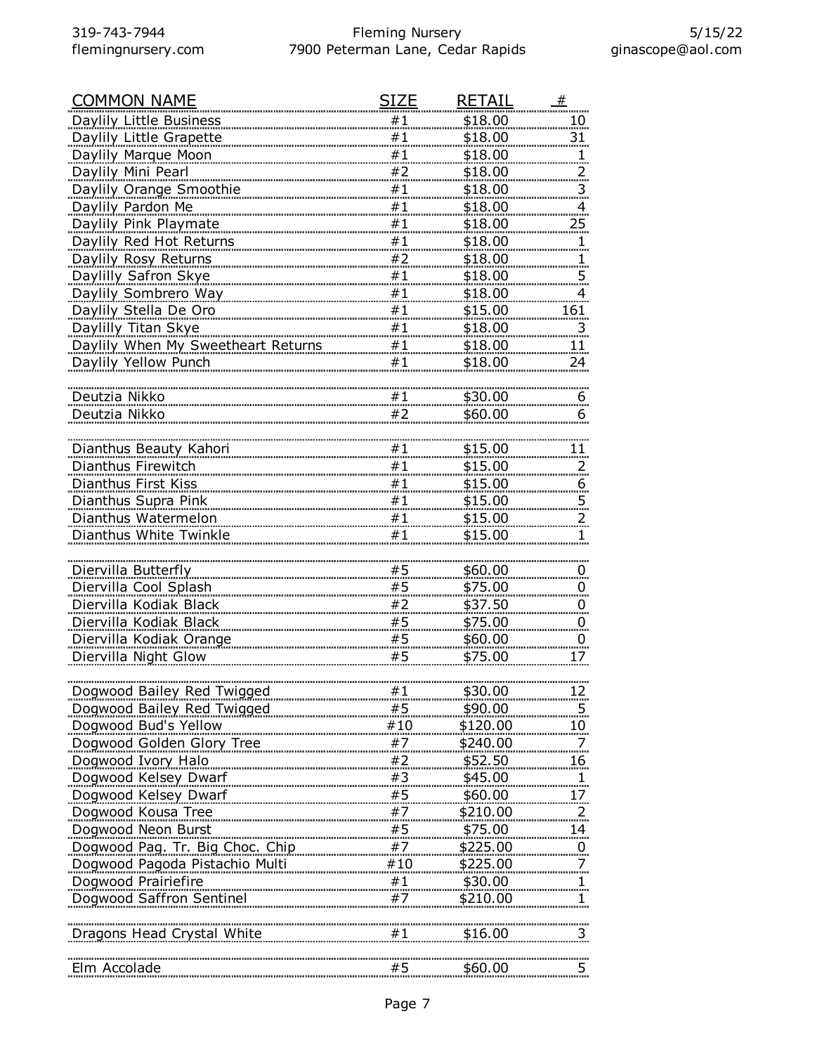| COMMON NAME | SIZE | RETAIL | # |
|---|---|---|---|
| Daylily Little Business | #1 | $18.00 | 10 |
| Daylily Little Grapette | #1 | $18.00 | 31 |
| Daylily Marque Moon | #1 | $18.00 | 1 |
| Daylily Mini Pearl | #2 | $18.00 | 2 |
| Daylily Orange Smoothie | #1 | $18.00 | 3 |
| Daylily Pardon Me | #1 | $18.00 | 4 |
| Daylily Pink Playmate | #1 | $18.00 | 25 |
| Daylily Red Hot Returns | #1 | $18.00 | 1 |
| Daylily Rosy Returns | #2 | $18.00 | 1 |
| Daylilly Safron Skye | #1 | $18.00 | 5 |
| Daylily Sombrero Way | #1 | $18.00 | 4 |
| Daylily Stella De Oro | #1 | $15.00 | 161 |
| Daylilly Titan Skye | #1 | $18.00 | 3 |
| Daylily When My Sweetheart Returns | #1 | $18.00 | 11 |
| Daylily Yellow Punch | #1 | $18.00 | 24 |
| | | | |
| Deutzia Nikko | #1 | $30.00 | 6 |
| Deutzia Nikko | #2 | $60.00 | 6 |
| | | | |
| Dianthus Beauty Kahori | #1 | $15.00 | 11 |
| Dianthus Firewitch | #1 | $15.00 | 2 |
| Dianthus First Kiss | #1 | $15.00 | 6 |
| Dianthus Supra Pink | #1 | $15.00 | 5 |
| Dianthus Watermelon | #1 | $15.00 | 2 |
| Dianthus White Twinkle | #1 | $15.00 | 1 |
| | | | |
| Diervilla Butterfly | #5 | $60.00 | 0 |
| Diervilla Cool Splash | #5 | $75.00 | 0 |
| Diervilla Kodiak Black | #2 | $37.50 | 0 |
| Diervilla Kodiak Black | #5 | $75.00 | 0 |
| Diervilla Kodiak Orange | #5 | $60.00 | 0 |
| Diervilla Night Glow | #5 | $75.00 | 17 |
| | | | |
| Dogwood Bailey Red Twigged | #1 | $30.00 | 12 |
| Dogwood Bailey Red Twigged | #5 | $90.00 | 5 |
| Dogwood Bud's Yellow | #10 | $120.00 | 10 |
| Dogwood Golden Glory Tree | #7 | $240.00 | 7 |
| Dogwood Ivory Halo | #2 | $52.50 | 16 |
| Dogwood Kelsey Dwarf | #3 | $45.00 | 1 |
| Dogwood Kelsey Dwarf | #5 | $60.00 | 17 |
| Dogwood Kousa Tree | #7 | $210.00 | 2 |
| Dogwood Neon Burst | #5 | $75.00 | 14 |
| Dogwood Pag. Tr. Big Choc. Chip | #7 | $225.00 | 0 |
| Dogwood Pagoda Pistachio Multi | #10 | $225.00 | 7 |
| Dogwood Prairiefire | #1 | $30.00 | 1 |
| Dogwood Saffron Sentinel | #7 | $210.00 | 1 |
| | | | |
| Dragons Head Crystal White | #1 | $16.00 | 3 |
| | | | |
| Elm Accolade | #5 | $60.00 | 5 |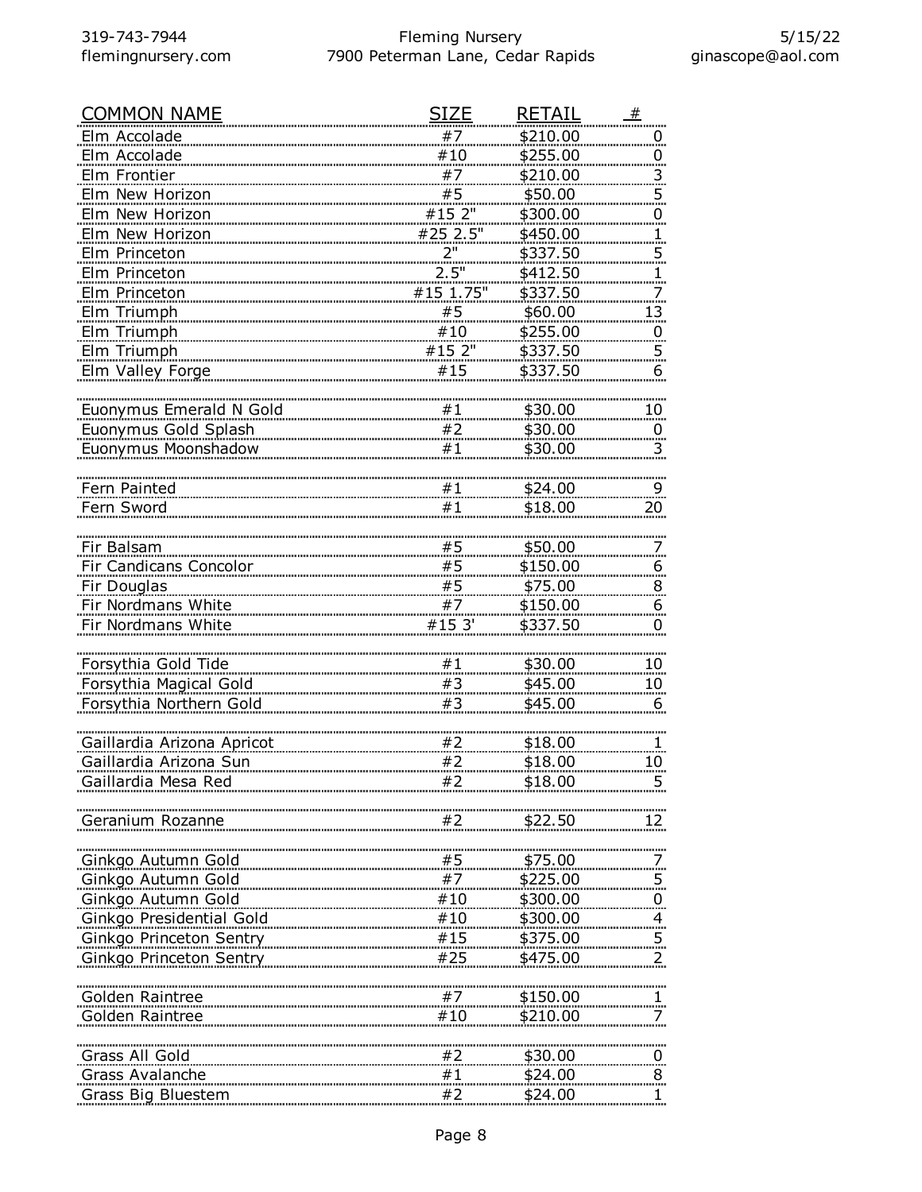| COMMON NAME | SIZE | RETAIL | # |
|---|---|---|---|
| Elm Accolade | #7 | $210.00 | 0 |
| Elm Accolade | #10 | $255.00 | 0 |
| Elm Frontier | #7 | $210.00 | 3 |
| Elm New Horizon | #5 | $50.00 | 5 |
| Elm New Horizon | #15 2" | $300.00 | 0 |
| Elm New Horizon | #25 2.5" | $450.00 | 1 |
| Elm Princeton | 2" | $337.50 | 5 |
| Elm Princeton | 2.5" | $412.50 | 1 |
| Elm Princeton | #15 1.75" | $337.50 | 7 |
| Elm Triumph | #5 | $60.00 | 13 |
| Elm Triumph | #10 | $255.00 | 0 |
| Elm Triumph | #15 2" | $337.50 | 5 |
| Elm Valley Forge | #15 | $337.50 | 6 |
| | | | |
| Euonymus Emerald N Gold | #1 | $30.00 | 10 |
| Euonymus Gold Splash | #2 | $30.00 | 0 |
| Euonymus Moonshadow | #1 | $30.00 | 3 |
| | | | |
| Fern Painted | #1 | $24.00 | 9 |
| Fern Sword | #1 | $18.00 | 20 |
| | | | |
| Fir Balsam | #5 | $50.00 | 7 |
| Fir Candicans Concolor | #5 | $150.00 | 6 |
| Fir Douglas | #5 | $75.00 | 8 |
| Fir Nordmans White | #7 | $150.00 | 6 |
| Fir Nordmans White | #15 3' | $337.50 | 0 |
| | | | |
| Forsythia Gold Tide | #1 | $30.00 | 10 |
| Forsythia Magical Gold | #3 | $45.00 | 10 |
| Forsythia Northern Gold | #3 | $45.00 | 6 |
| | | | |
| Gaillardia Arizona Apricot | #2 | $18.00 | 1 |
| Gaillardia Arizona Sun | #2 | $18.00 | 10 |
| Gaillardia Mesa Red | #2 | $18.00 | 5 |
| | | | |
| Geranium Rozanne | #2 | $22.50 | 12 |
| | | | |
| Ginkgo Autumn Gold | #5 | $75.00 | 7 |
| Ginkgo Autumn Gold | #7 | $225.00 | 5 |
| Ginkgo Autumn Gold | #10 | $300.00 | 0 |
| Ginkgo Presidential Gold | #10 | $300.00 | 4 |
| Ginkgo Princeton Sentry | #15 | $375.00 | 5 |
| Ginkgo Princeton Sentry | #25 | $475.00 | 2 |
| | | | |
| Golden Raintree | #7 | $150.00 | 1 |
| Golden Raintree | #10 | $210.00 | 7 |
| | | | |
| Grass All Gold | #2 | $30.00 | 0 |
| Grass Avalanche | #1 | $24.00 | 8 |
| Grass Big Bluestem | #2 | $24.00 | 1 |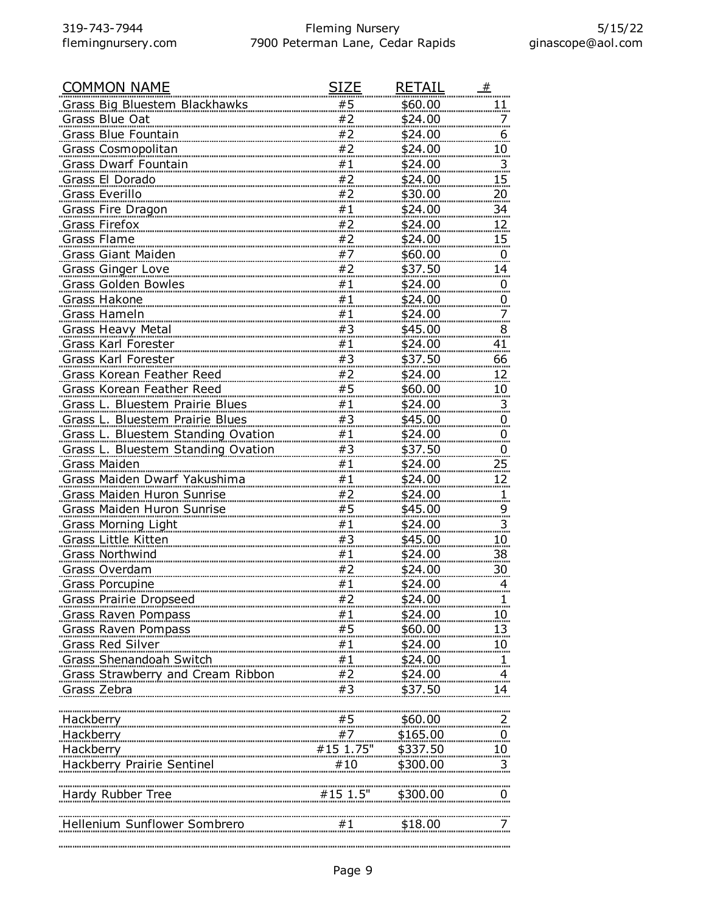| COMMON NAME | SIZE | RETAIL | # |
|---|---|---|---|
| Grass Big Bluestem Blackhawks | #5 | $60.00 | 11 |
| Grass Blue Oat | #2 | $24.00 | 7 |
| Grass Blue Fountain | #2 | $24.00 | 6 |
| Grass Cosmopolitan | #2 | $24.00 | 10 |
| Grass Dwarf Fountain | #1 | $24.00 | 3 |
| Grass El Dorado | #2 | $24.00 | 15 |
| Grass Everillo | #2 | $30.00 | 20 |
| Grass Fire Dragon | #1 | $24.00 | 34 |
| Grass Firefox | #2 | $24.00 | 12 |
| Grass Flame | #2 | $24.00 | 15 |
| Grass Giant Maiden | #7 | $60.00 | 0 |
| Grass Ginger Love | #2 | $37.50 | 14 |
| Grass Golden Bowles | #1 | $24.00 | 0 |
| Grass Hakone | #1 | $24.00 | 0 |
| Grass Hameln | #1 | $24.00 | 7 |
| Grass Heavy Metal | #3 | $45.00 | 8 |
| Grass Karl Forester | #1 | $24.00 | 41 |
| Grass Karl Forester | #3 | $37.50 | 66 |
| Grass Korean Feather Reed | #2 | $24.00 | 12 |
| Grass Korean Feather Reed | #5 | $60.00 | 10 |
| Grass L. Bluestem Prairie Blues | #1 | $24.00 | 3 |
| Grass L. Bluestem Prairie Blues | #3 | $45.00 | 0 |
| Grass L. Bluestem Standing Ovation | #1 | $24.00 | 0 |
| Grass L. Bluestem Standing Ovation | #3 | $37.50 | 0 |
| Grass Maiden | #1 | $24.00 | 25 |
| Grass Maiden Dwarf Yakushima | #1 | $24.00 | 12 |
| Grass Maiden Huron Sunrise | #2 | $24.00 | 1 |
| Grass Maiden Huron Sunrise | #5 | $45.00 | 9 |
| Grass Morning Light | #1 | $24.00 | 3 |
| Grass Little Kitten | #3 | $45.00 | 10 |
| Grass Northwind | #1 | $24.00 | 38 |
| Grass Overdam | #2 | $24.00 | 30 |
| Grass Porcupine | #1 | $24.00 | 4 |
| Grass Prairie Dropseed | #2 | $24.00 | 1 |
| Grass Raven Pompass | #1 | $24.00 | 10 |
| Grass Raven Pompass | #5 | $60.00 | 13 |
| Grass Red Silver | #1 | $24.00 | 10 |
| Grass Shenandoah Switch | #1 | $24.00 | 1 |
| Grass Strawberry and Cream Ribbon | #2 | $24.00 | 4 |
| Grass Zebra | #3 | $37.50 | 14 |
| | | | |
| Hackberry | #5 | $60.00 | 2 |
| Hackberry | #7 | $165.00 | 0 |
| Hackberry | #15 1.75" | $337.50 | 10 |
| Hackberry Prairie Sentinel | #10 | $300.00 | 3 |
| | | | |
| Hardy Rubber Tree | #15 1.5" | $300.00 | 0 |
| | | | |
| Hellenium Sunflower Sombrero | #1 | $18.00 | 7 |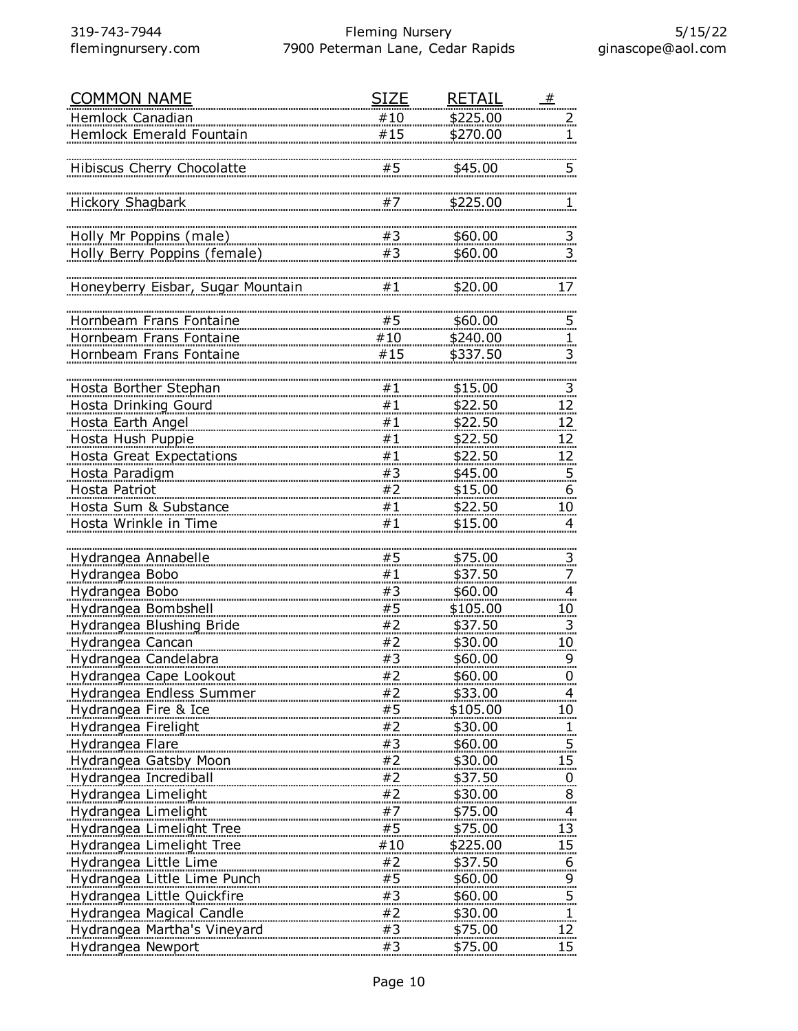| COMMON NAME | SIZE | RETAIL | # |
|---|---|---|---|
| Hemlock Canadian | #10 | $225.00 | 2 |
| Hemlock Emerald Fountain | #15 | $270.00 | 1 |
| | | | |
| Hibiscus Cherry Chocolatte | #5 | $45.00 | 5 |
| | | | |
| Hickory Shagbark | #7 | $225.00 | 1 |
| | | | |
| Holly Mr Poppins (male) | #3 | $60.00 | 3 |
| Holly Berry Poppins (female) | #3 | $60.00 | 3 |
| | | | |
| Honeyberry Eisbar, Sugar Mountain | #1 | $20.00 | 17 |
| | | | |
| Hornbeam Frans Fontaine | #5 | $60.00 | 5 |
| Hornbeam Frans Fontaine | #10 | $240.00 | 1 |
| Hornbeam Frans Fontaine | #15 | $337.50 | 3 |
| | | | |
| Hosta Borther Stephan | #1 | $15.00 | 3 |
| Hosta Drinking Gourd | #1 | $22.50 | 12 |
| Hosta Earth Angel | #1 | $22.50 | 12 |
| Hosta Hush Puppie | #1 | $22.50 | 12 |
| Hosta Great Expectations | #1 | $22.50 | 12 |
| Hosta Paradigm | #3 | $45.00 | 5 |
| Hosta Patriot | #2 | $15.00 | 6 |
| Hosta Sum & Substance | #1 | $22.50 | 10 |
| Hosta Wrinkle in Time | #1 | $15.00 | 4 |
| | | | |
| Hydrangea Annabelle | #5 | $75.00 | 3 |
| Hydrangea Bobo | #1 | $37.50 | 7 |
| Hydrangea Bobo | #3 | $60.00 | 4 |
| Hydrangea Bombshell | #5 | $105.00 | 10 |
| Hydrangea Blushing Bride | #2 | $37.50 | 3 |
| Hydrangea Cancan | #2 | $30.00 | 10 |
| Hydrangea Candelabra | #3 | $60.00 | 9 |
| Hydrangea Cape Lookout | #2 | $60.00 | 0 |
| Hydrangea Endless Summer | #2 | $33.00 | 4 |
| Hydrangea Fire & Ice | #5 | $105.00 | 10 |
| Hydrangea Firelight | #2 | $30.00 | 1 |
| Hydrangea Flare | #3 | $60.00 | 5 |
| Hydrangea Gatsby Moon | #2 | $30.00 | 15 |
| Hydrangea Incrediball | #2 | $37.50 | 0 |
| Hydrangea Limelight | #2 | $30.00 | 8 |
| Hydrangea Limelight | #7 | $75.00 | 4 |
| Hydrangea Limelight Tree | #5 | $75.00 | 13 |
| Hydrangea Limelight Tree | #10 | $225.00 | 15 |
| Hydrangea Little Lime | #2 | $37.50 | 6 |
| Hydrangea Little Lime Punch | #5 | $60.00 | 9 |
| Hydrangea Little Quickfire | #3 | $60.00 | 5 |
| Hydrangea Magical Candle | #2 | $30.00 | 1 |
| Hydrangea Martha's Vineyard | #3 | $75.00 | 12 |
| Hydrangea Newport | #3 | $75.00 | 15 |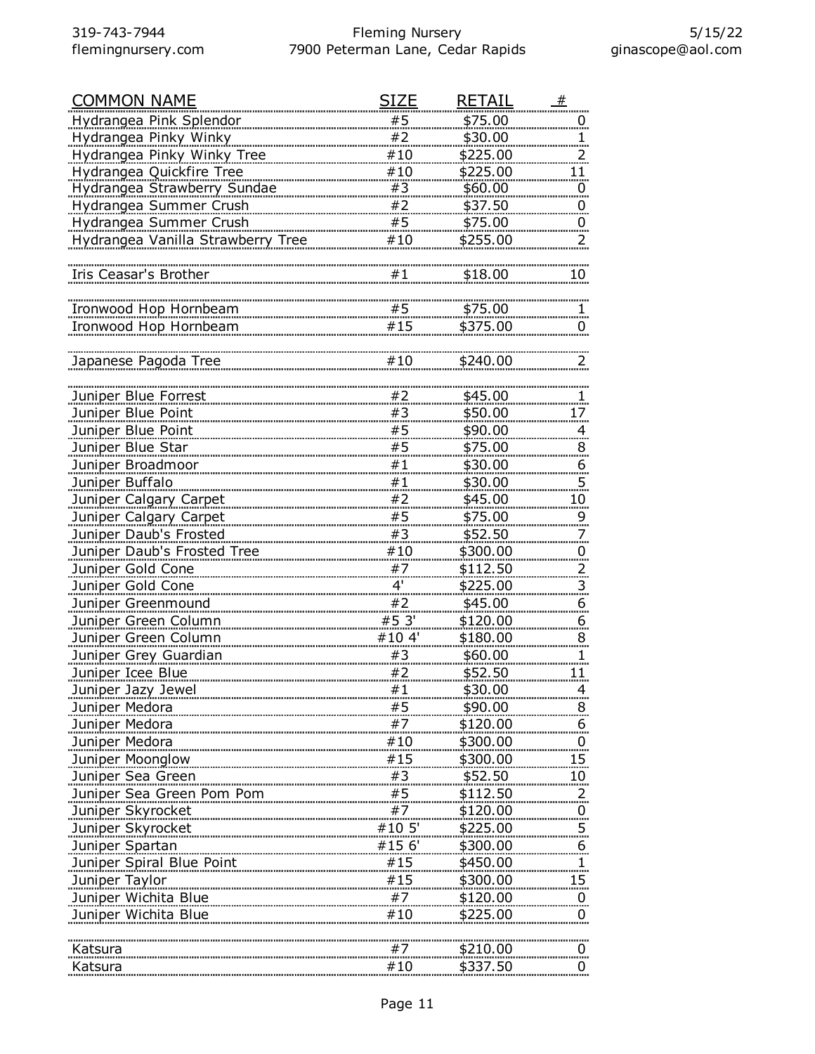| COMMON NAME | SIZE | RETAIL | # |
|---|---|---|---|
| Hydrangea Pink Splendor | #5 | $75.00 | 0 |
| Hydrangea Pinky Winky | #2 | $30.00 | 1 |
| Hydrangea Pinky Winky Tree | #10 | $225.00 | 2 |
| Hydrangea Quickfire Tree | #10 | $225.00 | 11 |
| Hydrangea Strawberry Sundae | #3 | $60.00 | 0 |
| Hydrangea Summer Crush | #2 | $37.50 | 0 |
| Hydrangea Summer Crush | #5 | $75.00 | 0 |
| Hydrangea Vanilla Strawberry Tree | #10 | $255.00 | 2 |
| | | | |
| Iris Ceasar's Brother | #1 | $18.00 | 10 |
| | | | |
| Ironwood Hop Hornbeam | #5 | $75.00 | 1 |
| Ironwood Hop Hornbeam | #15 | $375.00 | 0 |
| | | | |
| Japanese Pagoda Tree | #10 | $240.00 | 2 |
| | | | |
| Juniper Blue Forrest | #2 | $45.00 | 1 |
| Juniper Blue Point | #3 | $50.00 | 17 |
| Juniper Blue Point | #5 | $90.00 | 4 |
| Juniper Blue Star | #5 | $75.00 | 8 |
| Juniper Broadmoor | #1 | $30.00 | 6 |
| Juniper Buffalo | #1 | $30.00 | 5 |
| Juniper Calgary Carpet | #2 | $45.00 | 10 |
| Juniper Calgary Carpet | #5 | $75.00 | 9 |
| Juniper Daub's Frosted | #3 | $52.50 | 7 |
| Juniper Daub's Frosted Tree | #10 | $300.00 | 0 |
| Juniper Gold Cone | #7 | $112.50 | 2 |
| Juniper Gold Cone | 4' | $225.00 | 3 |
| Juniper Greenmound | #2 | $45.00 | 6 |
| Juniper Green Column | #5 3' | $120.00 | 6 |
| Juniper Green Column | #10 4' | $180.00 | 8 |
| Juniper Grey Guardian | #3 | $60.00 | 1 |
| Juniper Icee Blue | #2 | $52.50 | 11 |
| Juniper Jazy Jewel | #1 | $30.00 | 4 |
| Juniper Medora | #5 | $90.00 | 8 |
| Juniper Medora | #7 | $120.00 | 6 |
| Juniper Medora | #10 | $300.00 | 0 |
| Juniper Moonglow | #15 | $300.00 | 15 |
| Juniper Sea Green | #3 | $52.50 | 10 |
| Juniper Sea Green Pom Pom | #5 | $112.50 | 2 |
| Juniper Skyrocket | #7 | $120.00 | 0 |
| Juniper Skyrocket | #10 5' | $225.00 | 5 |
| Juniper Spartan | #15 6' | $300.00 | 6 |
| Juniper Spiral Blue Point | #15 | $450.00 | 1 |
| Juniper Taylor | #15 | $300.00 | 15 |
| Juniper Wichita Blue | #7 | $120.00 | 0 |
| Juniper Wichita Blue | #10 | $225.00 | 0 |
| | | | |
| Katsura | #7 | $210.00 | 0 |
| Katsura | #10 | $337.50 | 0 |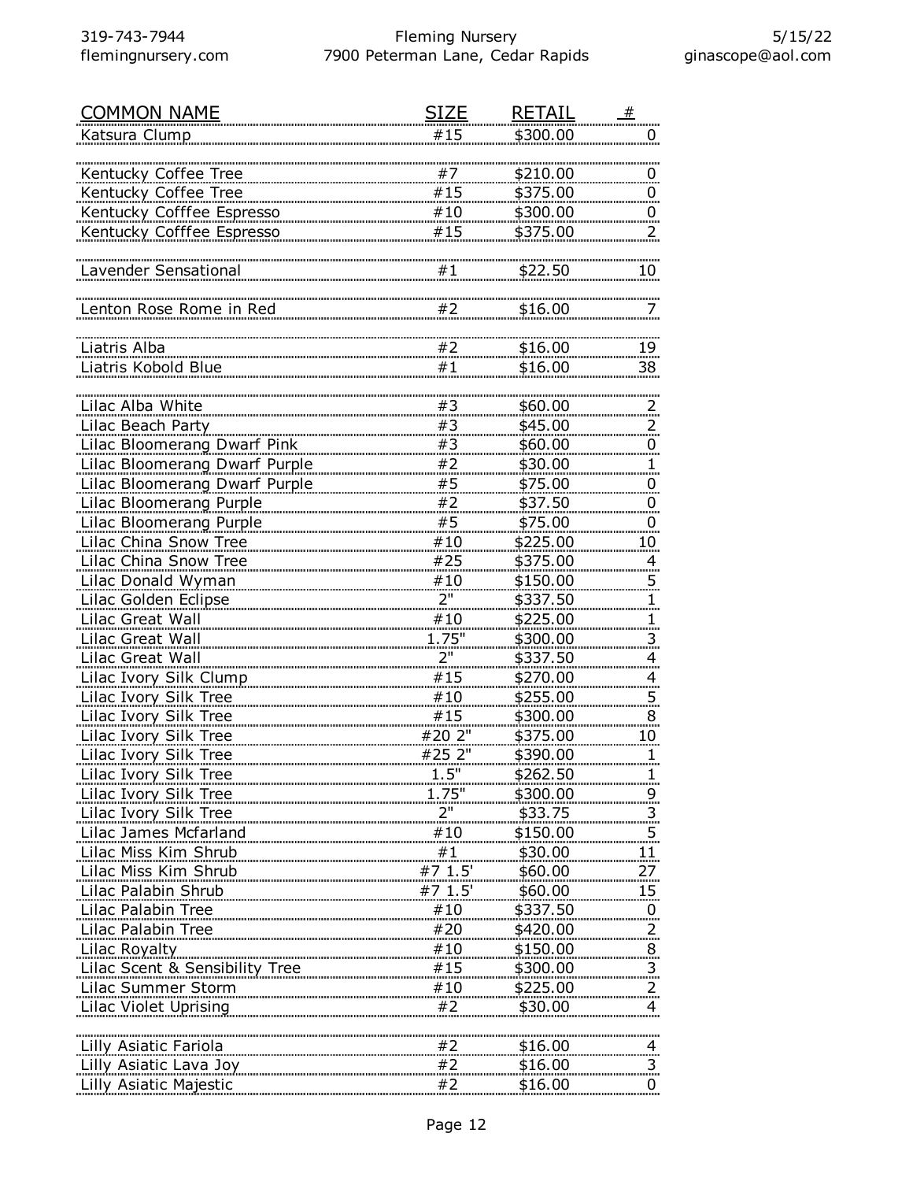| COMMON NAME | SIZE | RETAIL | # |
| --- | --- | --- | --- |
| Katsura Clump | #15 | $300.00 | 0 |
| | | | |
| Kentucky Coffee Tree | #7 | $210.00 | 0 |
| Kentucky Coffee Tree | #15 | $375.00 | 0 |
| Kentucky Cofffee Espresso | #10 | $300.00 | 0 |
| Kentucky Cofffee Espresso | #15 | $375.00 | 2 |
| | | | |
| Lavender Sensational | #1 | $22.50 | 10 |
| | | | |
| Lenton Rose Rome in Red | #2 | $16.00 | 7 |
| | | | |
| Liatris Alba | #2 | $16.00 | 19 |
| Liatris Kobold Blue | #1 | $16.00 | 38 |
| | | | |
| Lilac Alba White | #3 | $60.00 | 2 |
| Lilac Beach Party | #3 | $45.00 | 2 |
| Lilac Bloomerang Dwarf Pink | #3 | $60.00 | 0 |
| Lilac Bloomerang Dwarf Purple | #2 | $30.00 | 1 |
| Lilac Bloomerang Dwarf Purple | #5 | $75.00 | 0 |
| Lilac Bloomerang Purple | #2 | $37.50 | 0 |
| Lilac Bloomerang Purple | #5 | $75.00 | 0 |
| Lilac China Snow Tree | #10 | $225.00 | 10 |
| Lilac China Snow Tree | #25 | $375.00 | 4 |
| Lilac Donald Wyman | #10 | $150.00 | 5 |
| Lilac Golden Eclipse | 2" | $337.50 | 1 |
| Lilac Great Wall | #10 | $225.00 | 1 |
| Lilac Great Wall | 1.75" | $300.00 | 3 |
| Lilac Great Wall | 2" | $337.50 | 4 |
| Lilac Ivory Silk Clump | #15 | $270.00 | 4 |
| Lilac Ivory Silk Tree | #10 | $255.00 | 5 |
| Lilac Ivory Silk Tree | #15 | $300.00 | 8 |
| Lilac Ivory Silk Tree | #20 2" | $375.00 | 10 |
| Lilac Ivory Silk Tree | #25 2" | $390.00 | 1 |
| Lilac Ivory Silk Tree | 1.5" | $262.50 | 1 |
| Lilac Ivory Silk Tree | 1.75" | $300.00 | 9 |
| Lilac Ivory Silk Tree | 2" | $33.75 | 3 |
| Lilac James Mcfarland | #10 | $150.00 | 5 |
| Lilac Miss Kim Shrub | #1 | $30.00 | 11 |
| Lilac Miss Kim Shrub | #7 1.5' | $60.00 | 27 |
| Lilac Palabin Shrub | #7 1.5' | $60.00 | 15 |
| Lilac Palabin Tree | #10 | $337.50 | 0 |
| Lilac Palabin Tree | #20 | $420.00 | 2 |
| Lilac Royalty | #10 | $150.00 | 8 |
| Lilac Scent & Sensibility Tree | #15 | $300.00 | 3 |
| Lilac Summer Storm | #10 | $225.00 | 2 |
| Lilac Violet Uprising | #2 | $30.00 | 4 |
| | | | |
| Lilly Asiatic Fariola | #2 | $16.00 | 4 |
| Lilly Asiatic Lava Joy | #2 | $16.00 | 3 |
| Lilly Asiatic Majestic | #2 | $16.00 | 0 |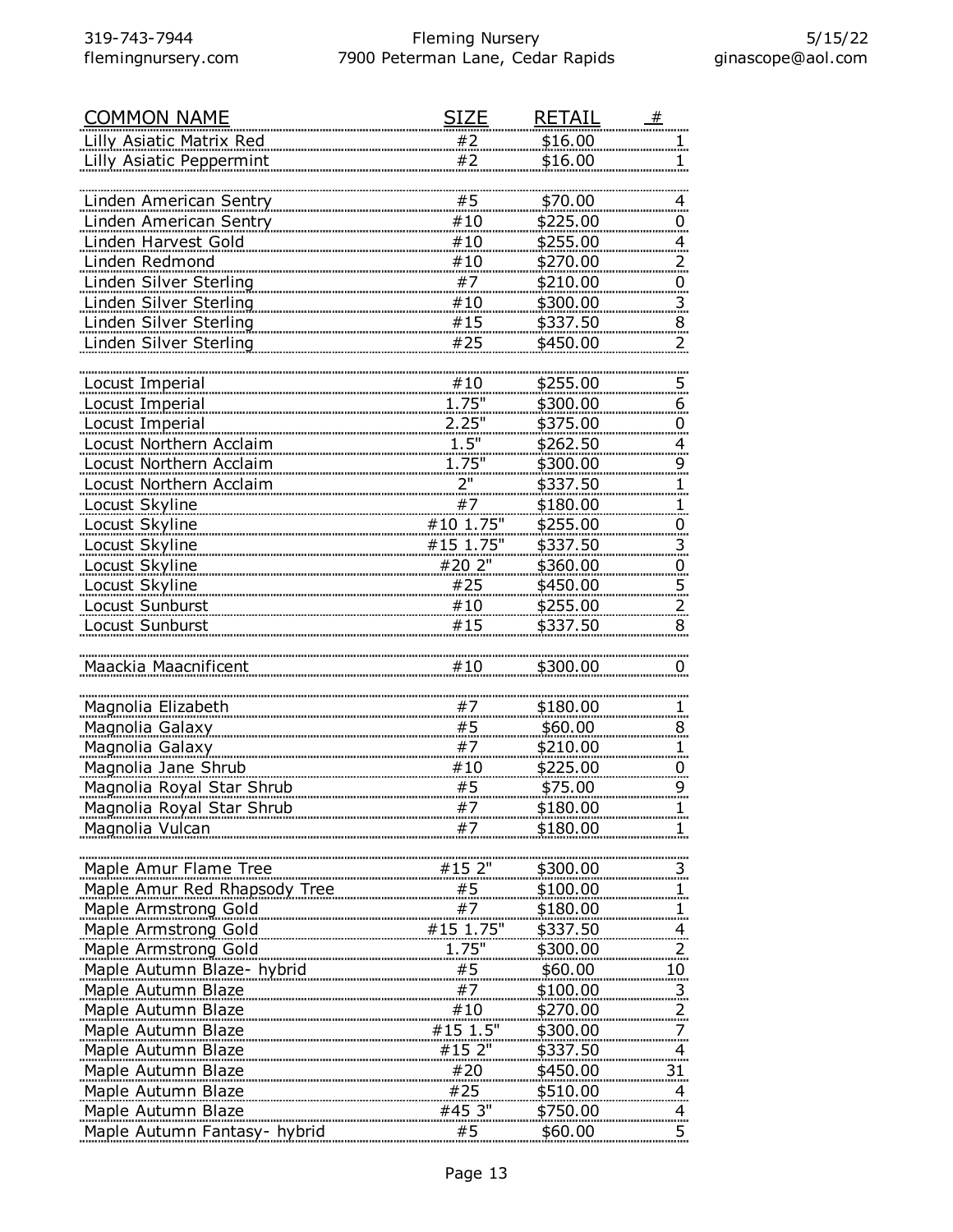| COMMON NAME | SIZE | RETAIL | # |
|---|---|---|---|
| Lilly Asiatic Matrix Red | #2 | $16.00 | 1 |
| Lilly Asiatic Peppermint | #2 | $16.00 | 1 |
| | | | |
| Linden American Sentry | #5 | $70.00 | 4 |
| Linden American Sentry | #10 | $225.00 | 0 |
| Linden Harvest Gold | #10 | $255.00 | 4 |
| Linden Redmond | #10 | $270.00 | 2 |
| Linden Silver Sterling | #7 | $210.00 | 0 |
| Linden Silver Sterling | #10 | $300.00 | 3 |
| Linden Silver Sterling | #15 | $337.50 | 8 |
| Linden Silver Sterling | #25 | $450.00 | 2 |
| | | | |
| Locust Imperial | #10 | $255.00 | 5 |
| Locust Imperial | 1.75" | $300.00 | 6 |
| Locust Imperial | 2.25" | $375.00 | 0 |
| Locust Northern Acclaim | 1.5" | $262.50 | 4 |
| Locust Northern Acclaim | 1.75" | $300.00 | 9 |
| Locust Northern Acclaim | 2" | $337.50 | 1 |
| Locust Skyline | #7 | $180.00 | 1 |
| Locust Skyline | #10 1.75" | $255.00 | 0 |
| Locust Skyline | #15 1.75" | $337.50 | 3 |
| Locust Skyline | #20 2" | $360.00 | 0 |
| Locust Skyline | #25 | $450.00 | 5 |
| Locust Sunburst | #10 | $255.00 | 2 |
| Locust Sunburst | #15 | $337.50 | 8 |
| | | | |
| Maackia Maacnificent | #10 | $300.00 | 0 |
| | | | |
| Magnolia Elizabeth | #7 | $180.00 | 1 |
| Magnolia Galaxy | #5 | $60.00 | 8 |
| Magnolia Galaxy | #7 | $210.00 | 1 |
| Magnolia Jane Shrub | #10 | $225.00 | 0 |
| Magnolia Royal Star Shrub | #5 | $75.00 | 9 |
| Magnolia Royal Star Shrub | #7 | $180.00 | 1 |
| Magnolia Vulcan | #7 | $180.00 | 1 |
| | | | |
| Maple Amur Flame Tree | #15 2" | $300.00 | 3 |
| Maple Amur Red Rhapsody Tree | #5 | $100.00 | 1 |
| Maple Armstrong Gold | #7 | $180.00 | 1 |
| Maple Armstrong Gold | #15 1.75" | $337.50 | 4 |
| Maple Armstrong Gold | 1.75" | $300.00 | 2 |
| Maple Autumn Blaze- hybrid | #5 | $60.00 | 10 |
| Maple Autumn Blaze | #7 | $100.00 | 3 |
| Maple Autumn Blaze | #10 | $270.00 | 2 |
| Maple Autumn Blaze | #15 1.5" | $300.00 | 7 |
| Maple Autumn Blaze | #15 2" | $337.50 | 4 |
| Maple Autumn Blaze | #20 | $450.00 | 31 |
| Maple Autumn Blaze | #25 | $510.00 | 4 |
| Maple Autumn Blaze | #45 3" | $750.00 | 4 |
| Maple Autumn Fantasy- hybrid | #5 | $60.00 | 5 |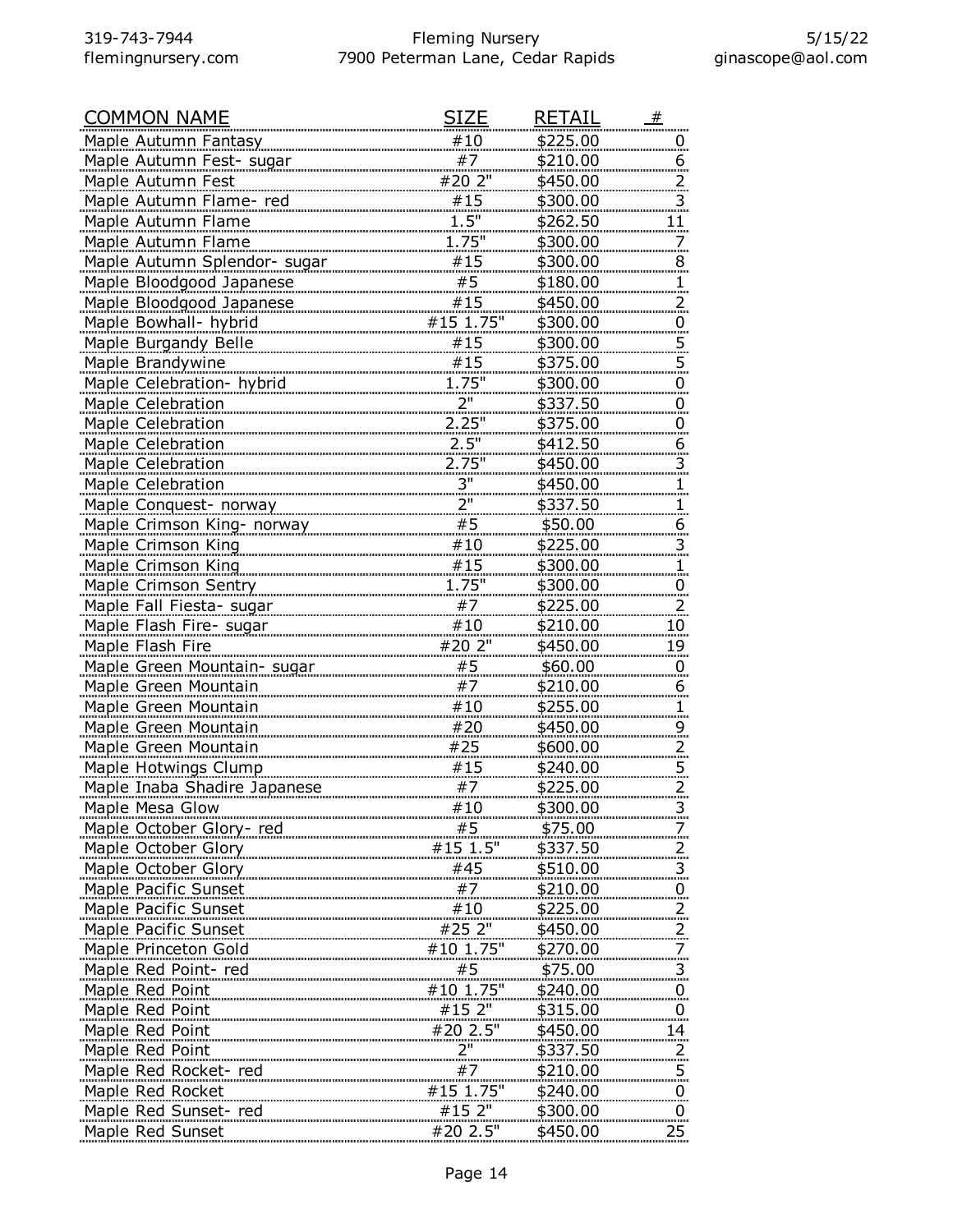| COMMON NAME | SIZE | RETAIL | # |
|---|---|---|---|
| Maple Autumn Fantasy | #10 | $225.00 | 0 |
| Maple Autumn Fest- sugar | #7 | $210.00 | 6 |
| Maple Autumn Fest | #20 2" | $450.00 | 2 |
| Maple Autumn Flame- red | #15 | $300.00 | 3 |
| Maple Autumn Flame | 1.5" | $262.50 | 11 |
| Maple Autumn Flame | 1.75" | $300.00 | 7 |
| Maple Autumn Splendor- sugar | #15 | $300.00 | 8 |
| Maple Bloodgood Japanese | #5 | $180.00 | 1 |
| Maple Bloodgood Japanese | #15 | $450.00 | 2 |
| Maple Bowhall- hybrid | #15 1.75" | $300.00 | 0 |
| Maple Burgandy Belle | #15 | $300.00 | 5 |
| Maple Brandywine | #15 | $375.00 | 5 |
| Maple Celebration- hybrid | 1.75" | $300.00 | 0 |
| Maple Celebration | 2" | $337.50 | 0 |
| Maple Celebration | 2.25" | $375.00 | 0 |
| Maple Celebration | 2.5" | $412.50 | 6 |
| Maple Celebration | 2.75" | $450.00 | 3 |
| Maple Celebration | 3" | $450.00 | 1 |
| Maple Conquest- norway | 2" | $337.50 | 1 |
| Maple Crimson King- norway | #5 | $50.00 | 6 |
| Maple Crimson King | #10 | $225.00 | 3 |
| Maple Crimson King | #15 | $300.00 | 1 |
| Maple Crimson Sentry | 1.75" | $300.00 | 0 |
| Maple Fall Fiesta- sugar | #7 | $225.00 | 2 |
| Maple Flash Fire- sugar | #10 | $210.00 | 10 |
| Maple Flash Fire | #20 2" | $450.00 | 19 |
| Maple Green Mountain- sugar | #5 | $60.00 | 0 |
| Maple Green Mountain | #7 | $210.00 | 6 |
| Maple Green Mountain | #10 | $255.00 | 1 |
| Maple Green Mountain | #20 | $450.00 | 9 |
| Maple Green Mountain | #25 | $600.00 | 2 |
| Maple Hotwings Clump | #15 | $240.00 | 5 |
| Maple Inaba Shadire Japanese | #7 | $225.00 | 2 |
| Maple Mesa Glow | #10 | $300.00 | 3 |
| Maple October Glory- red | #5 | $75.00 | 7 |
| Maple October Glory | #15 1.5" | $337.50 | 2 |
| Maple October Glory | #45 | $510.00 | 3 |
| Maple Pacific Sunset | #7 | $210.00 | 0 |
| Maple Pacific Sunset | #10 | $225.00 | 2 |
| Maple Pacific Sunset | #25 2" | $450.00 | 2 |
| Maple Princeton Gold | #10 1.75" | $270.00 | 7 |
| Maple Red Point- red | #5 | $75.00 | 3 |
| Maple Red Point | #10 1.75" | $240.00 | 0 |
| Maple Red Point | #15 2" | $315.00 | 0 |
| Maple Red Point | #20 2.5" | $450.00 | 14 |
| Maple Red Point | 2" | $337.50 | 2 |
| Maple Red Rocket- red | #7 | $210.00 | 5 |
| Maple Red Rocket | #15 1.75" | $240.00 | 0 |
| Maple Red Sunset- red | #15 2" | $300.00 | 0 |
| Maple Red Sunset | #20 2.5" | $450.00 | 25 |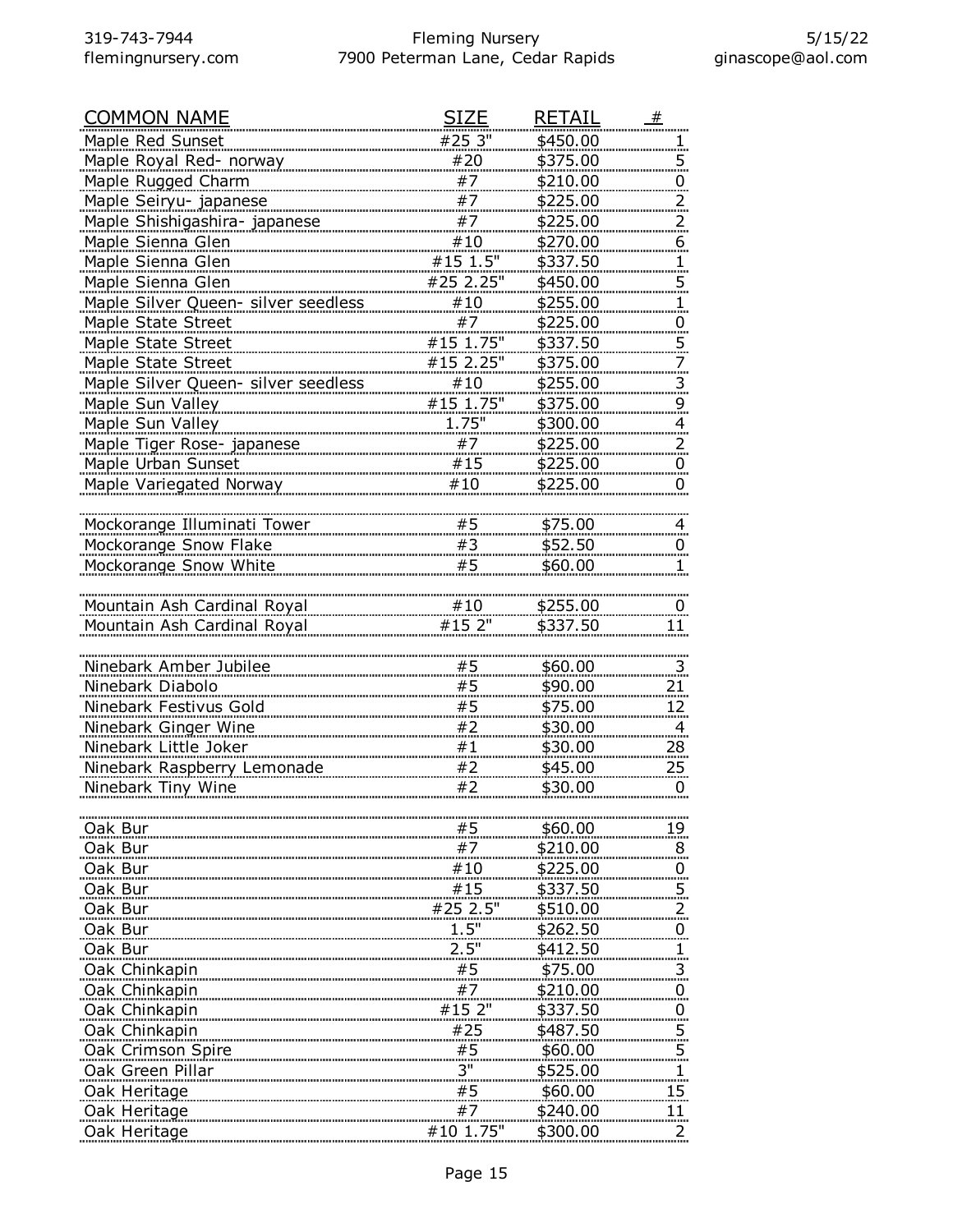| COMMON NAME | SIZE | RETAIL | # |
|---|---|---|---|
| Maple Red Sunset | #25 3" | $450.00 | 1 |
| Maple Royal Red- norway | #20 | $375.00 | 5 |
| Maple Rugged Charm | #7 | $210.00 | 0 |
| Maple Seiryu- japanese | #7 | $225.00 | 2 |
| Maple Shishigashira- japanese | #7 | $225.00 | 2 |
| Maple Sienna Glen | #10 | $270.00 | 6 |
| Maple Sienna Glen | #15 1.5" | $337.50 | 1 |
| Maple Sienna Glen | #25 2.25" | $450.00 | 5 |
| Maple Silver Queen- silver seedless | #10 | $255.00 | 1 |
| Maple State Street | #7 | $225.00 | 0 |
| Maple State Street | #15 1.75" | $337.50 | 5 |
| Maple State Street | #15 2.25" | $375.00 | 7 |
| Maple Silver Queen- silver seedless | #10 | $255.00 | 3 |
| Maple Sun Valley | #15 1.75" | $375.00 | 9 |
| Maple Sun Valley | 1.75" | $300.00 | 4 |
| Maple Tiger Rose- japanese | #7 | $225.00 | 2 |
| Maple Urban Sunset | #15 | $225.00 | 0 |
| Maple Variegated Norway | #10 | $225.00 | 0 |
| | | | |
| Mockorange Illuminati Tower | #5 | $75.00 | 4 |
| Mockorange Snow Flake | #3 | $52.50 | 0 |
| Mockorange Snow White | #5 | $60.00 | 1 |
| | | | |
| Mountain Ash Cardinal Royal | #10 | $255.00 | 0 |
| Mountain Ash Cardinal Royal | #15 2" | $337.50 | 11 |
| | | | |
| Ninebark Amber Jubilee | #5 | $60.00 | 3 |
| Ninebark Diabolo | #5 | $90.00 | 21 |
| Ninebark Festivus Gold | #5 | $75.00 | 12 |
| Ninebark Ginger Wine | #2 | $30.00 | 4 |
| Ninebark Little Joker | #1 | $30.00 | 28 |
| Ninebark Raspberry Lemonade | #2 | $45.00 | 25 |
| Ninebark Tiny Wine | #2 | $30.00 | 0 |
| | | | |
| Oak Bur | #5 | $60.00 | 19 |
| Oak Bur | #7 | $210.00 | 8 |
| Oak Bur | #10 | $225.00 | 0 |
| Oak Bur | #15 | $337.50 | 5 |
| Oak Bur | #25 2.5" | $510.00 | 2 |
| Oak Bur | 1.5" | $262.50 | 0 |
| Oak Bur | 2.5" | $412.50 | 1 |
| Oak Chinkapin | #5 | $75.00 | 3 |
| Oak Chinkapin | #7 | $210.00 | 0 |
| Oak Chinkapin | #15 2" | $337.50 | 0 |
| Oak Chinkapin | #25 | $487.50 | 5 |
| Oak Crimson Spire | #5 | $60.00 | 5 |
| Oak Green Pillar | 3" | $525.00 | 1 |
| Oak Heritage | #5 | $60.00 | 15 |
| Oak Heritage | #7 | $240.00 | 11 |
| Oak Heritage | #10 1.75" | $300.00 | 2 |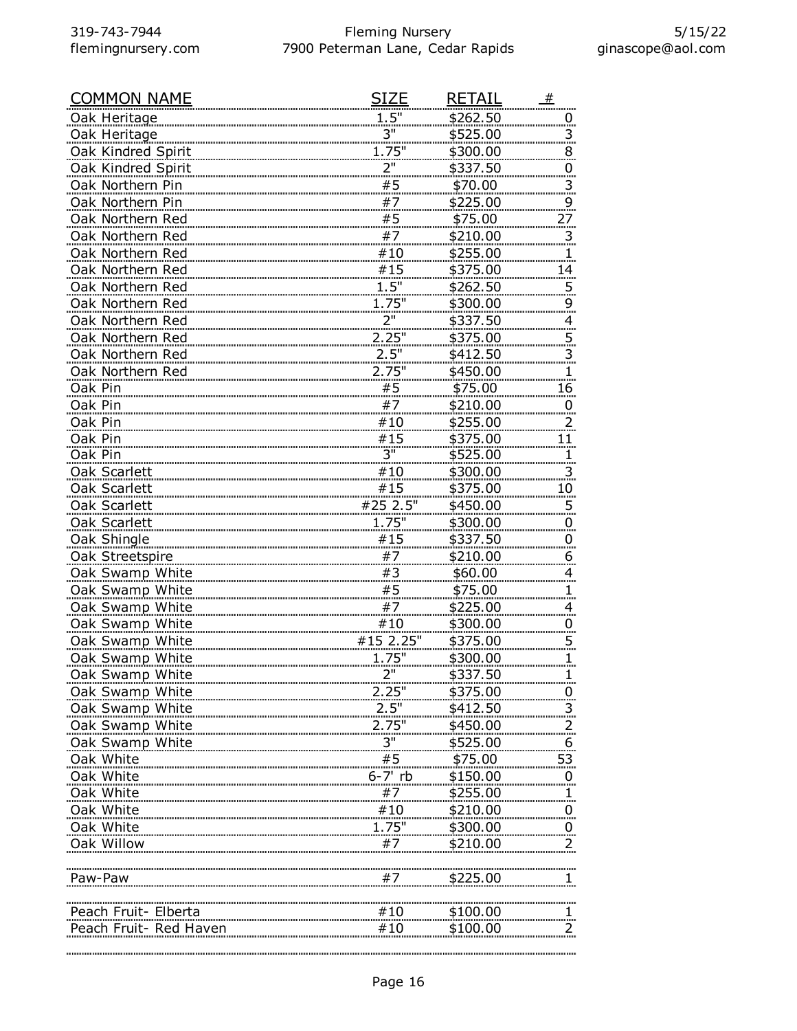| COMMON NAME | SIZE | RETAIL | # |
|---|---|---|---|
| Oak Heritage | 1.5" | $262.50 | 0 |
| Oak Heritage | 3" | $525.00 | 3 |
| Oak Kindred Spirit | 1.75" | $300.00 | 8 |
| Oak Kindred Spirit | 2" | $337.50 | 0 |
| Oak Northern Pin | #5 | $70.00 | 3 |
| Oak Northern Pin | #7 | $225.00 | 9 |
| Oak Northern Red | #5 | $75.00 | 27 |
| Oak Northern Red | #7 | $210.00 | 3 |
| Oak Northern Red | #10 | $255.00 | 1 |
| Oak Northern Red | #15 | $375.00 | 14 |
| Oak Northern Red | 1.5" | $262.50 | 5 |
| Oak Northern Red | 1.75" | $300.00 | 9 |
| Oak Northern Red | 2" | $337.50 | 4 |
| Oak Northern Red | 2.25" | $375.00 | 5 |
| Oak Northern Red | 2.5" | $412.50 | 3 |
| Oak Northern Red | 2.75" | $450.00 | 1 |
| Oak Pin | #5 | $75.00 | 16 |
| Oak Pin | #7 | $210.00 | 0 |
| Oak Pin | #10 | $255.00 | 2 |
| Oak Pin | #15 | $375.00 | 11 |
| Oak Pin | 3" | $525.00 | 1 |
| Oak Scarlett | #10 | $300.00 | 3 |
| Oak Scarlett | #15 | $375.00 | 10 |
| Oak Scarlett | #25 2.5" | $450.00 | 5 |
| Oak Scarlett | 1.75" | $300.00 | 0 |
| Oak Shingle | #15 | $337.50 | 0 |
| Oak Streetspire | #7 | $210.00 | 6 |
| Oak Swamp White | #3 | $60.00 | 4 |
| Oak Swamp White | #5 | $75.00 | 1 |
| Oak Swamp White | #7 | $225.00 | 4 |
| Oak Swamp White | #10 | $300.00 | 0 |
| Oak Swamp White | #15 2.25" | $375.00 | 5 |
| Oak Swamp White | 1.75" | $300.00 | 1 |
| Oak Swamp White | 2" | $337.50 | 1 |
| Oak Swamp White | 2.25" | $375.00 | 0 |
| Oak Swamp White | 2.5" | $412.50 | 3 |
| Oak Swamp White | 2.75" | $450.00 | 2 |
| Oak Swamp White | 3" | $525.00 | 6 |
| Oak White | #5 | $75.00 | 53 |
| Oak White | 6-7' rb | $150.00 | 0 |
| Oak White | #7 | $255.00 | 1 |
| Oak White | #10 | $210.00 | 0 |
| Oak White | 1.75" | $300.00 | 0 |
| Oak Willow | #7 | $210.00 | 2 |
| | | | |
| Paw-Paw | #7 | $225.00 | 1 |
| | | | |
| Peach Fruit- Elberta | #10 | $100.00 | 1 |
| Peach Fruit- Red Haven | #10 | $100.00 | 2 |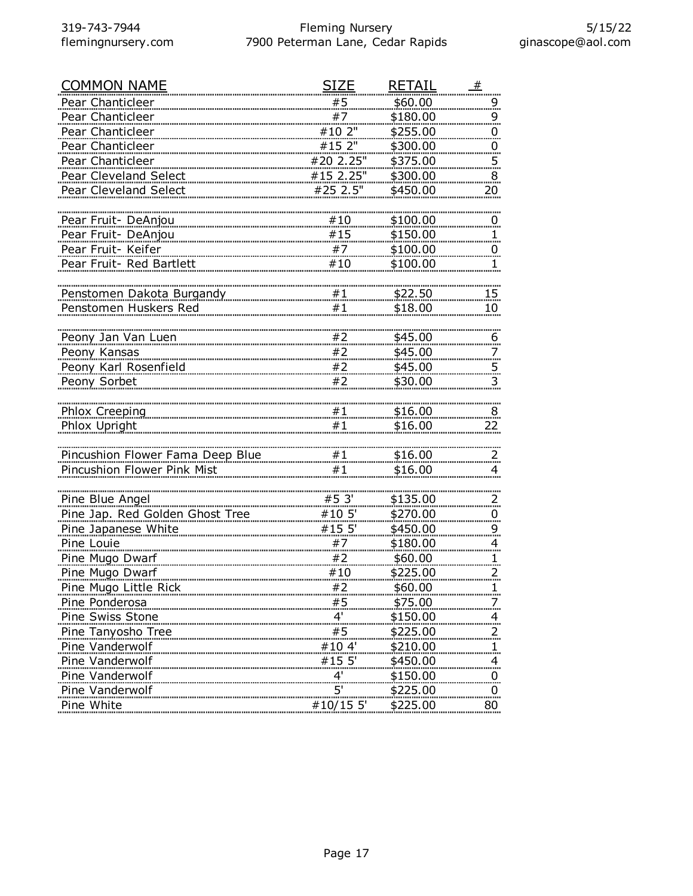| COMMON NAME | SIZE | RETAIL | # |
|---|---|---|---|
| Pear Chanticleer | #5 | $60.00 | 9 |
| Pear Chanticleer | #7 | $180.00 | 9 |
| Pear Chanticleer | #10 2" | $255.00 | 0 |
| Pear Chanticleer | #15 2" | $300.00 | 0 |
| Pear Chanticleer | #20 2.25" | $375.00 | 5 |
| Pear Cleveland Select | #15 2.25" | $300.00 | 8 |
| Pear Cleveland Select | #25 2.5" | $450.00 | 20 |
| | | | |
| Pear Fruit- DeAnjou | #10 | $100.00 | 0 |
| Pear Fruit- DeAnjou | #15 | $150.00 | 1 |
| Pear Fruit- Keifer | #7 | $100.00 | 0 |
| Pear Fruit- Red Bartlett | #10 | $100.00 | 1 |
| | | | |
| Penstomen Dakota Burgandy | #1 | $22.50 | 15 |
| Penstomen Huskers Red | #1 | $18.00 | 10 |
| | | | |
| Peony Jan Van Luen | #2 | $45.00 | 6 |
| Peony Kansas | #2 | $45.00 | 7 |
| Peony Karl Rosenfield | #2 | $45.00 | 5 |
| Peony Sorbet | #2 | $30.00 | 3 |
| | | | |
| Phlox Creeping | #1 | $16.00 | 8 |
| Phlox Upright | #1 | $16.00 | 22 |
| | | | |
| Pincushion Flower Fama Deep Blue | #1 | $16.00 | 2 |
| Pincushion Flower Pink Mist | #1 | $16.00 | 4 |
| | | | |
| Pine Blue Angel | #5 3' | $135.00 | 2 |
| Pine Jap. Red Golden Ghost Tree | #10 5' | $270.00 | 0 |
| Pine Japanese White | #15 5' | $450.00 | 9 |
| Pine Louie | #7 | $180.00 | 4 |
| Pine Mugo Dwarf | #2 | $60.00 | 1 |
| Pine Mugo Dwarf | #10 | $225.00 | 2 |
| Pine Mugo Little Rick | #2 | $60.00 | 1 |
| Pine Ponderosa | #5 | $75.00 | 7 |
| Pine Swiss Stone | 4' | $150.00 | 4 |
| Pine Tanyosho Tree | #5 | $225.00 | 2 |
| Pine Vanderwolf | #10 4' | $210.00 | 1 |
| Pine Vanderwolf | #15 5' | $450.00 | 4 |
| Pine Vanderwolf | 4' | $150.00 | 0 |
| Pine Vanderwolf | 5' | $225.00 | 0 |
| Pine White | #10/15 5' | $225.00 | 80 |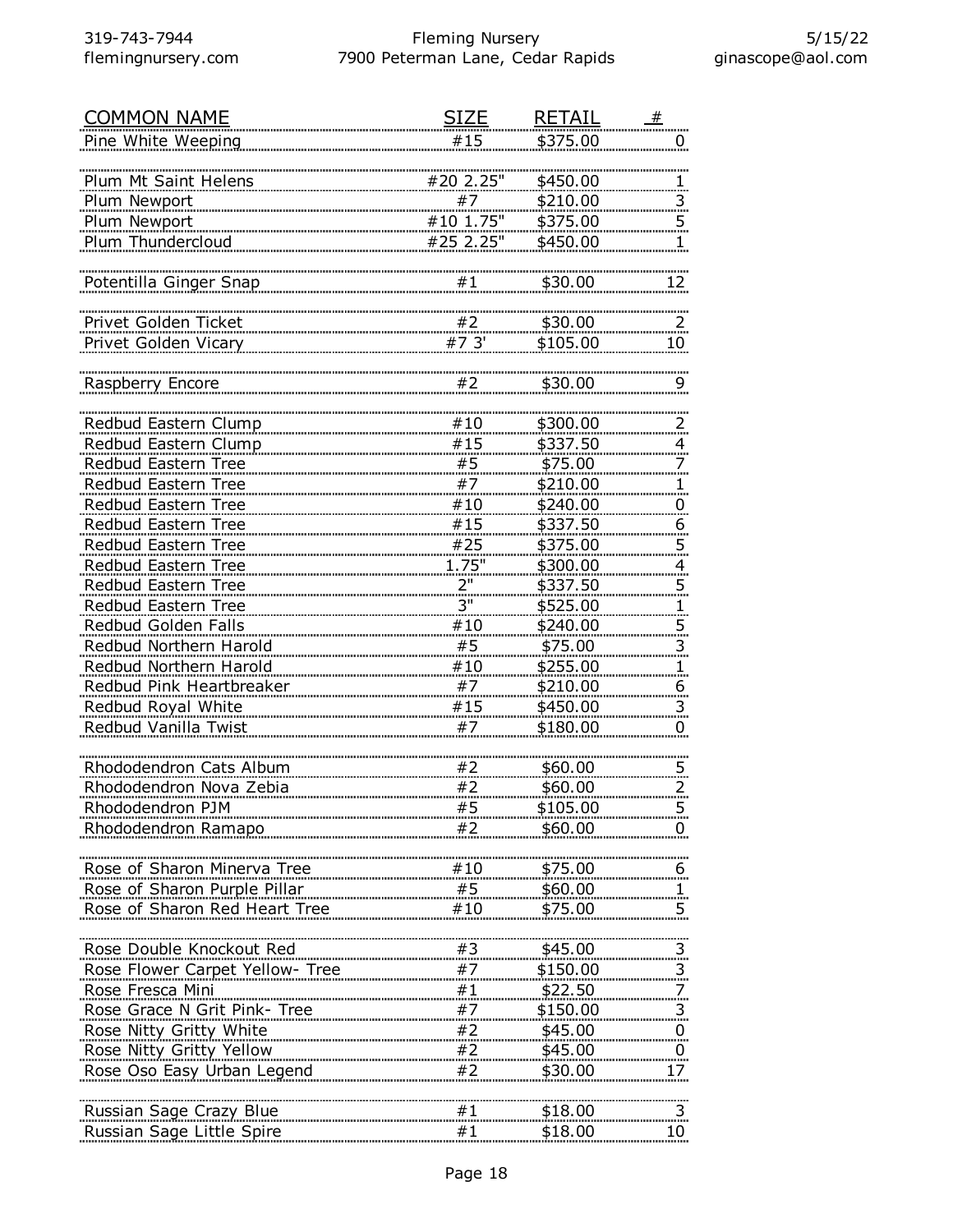| COMMON NAME | SIZE | RETAIL | # |
| --- | --- | --- | --- |
| Pine White Weeping | #15 | $375.00 | 0 |
| Plum Mt Saint Helens | #20 2.25" | $450.00 | 1 |
| Plum Newport | #7 | $210.00 | 3 |
| Plum Newport | #10 1.75" | $375.00 | 5 |
| Plum Thundercloud | #25 2.25" | $450.00 | 1 |
| Potentilla Ginger Snap | #1 | $30.00 | 12 |
| Privet Golden Ticket | #2 | $30.00 | 2 |
| Privet Golden Vicary | #7 3' | $105.00 | 10 |
| Raspberry Encore | #2 | $30.00 | 9 |
| Redbud Eastern Clump | #10 | $300.00 | 2 |
| Redbud Eastern Clump | #15 | $337.50 | 4 |
| Redbud Eastern Tree | #5 | $75.00 | 7 |
| Redbud Eastern Tree | #7 | $210.00 | 1 |
| Redbud Eastern Tree | #10 | $240.00 | 0 |
| Redbud Eastern Tree | #15 | $337.50 | 6 |
| Redbud Eastern Tree | #25 | $375.00 | 5 |
| Redbud Eastern Tree | 1.75" | $300.00 | 4 |
| Redbud Eastern Tree | 2" | $337.50 | 5 |
| Redbud Eastern Tree | 3" | $525.00 | 1 |
| Redbud Golden Falls | #10 | $240.00 | 5 |
| Redbud Northern Harold | #5 | $75.00 | 3 |
| Redbud Northern Harold | #10 | $255.00 | 1 |
| Redbud Pink Heartbreaker | #7 | $210.00 | 6 |
| Redbud Royal White | #15 | $450.00 | 3 |
| Redbud Vanilla Twist | #7 | $180.00 | 0 |
| Rhododendron Cats Album | #2 | $60.00 | 5 |
| Rhododendron Nova Zebia | #2 | $60.00 | 2 |
| Rhododendron PJM | #5 | $105.00 | 5 |
| Rhododendron Ramapo | #2 | $60.00 | 0 |
| Rose of Sharon Minerva Tree | #10 | $75.00 | 6 |
| Rose of Sharon Purple Pillar | #5 | $60.00 | 1 |
| Rose of Sharon Red Heart Tree | #10 | $75.00 | 5 |
| Rose Double Knockout Red | #3 | $45.00 | 3 |
| Rose Flower Carpet Yellow- Tree | #7 | $150.00 | 3 |
| Rose Fresca Mini | #1 | $22.50 | 7 |
| Rose Grace N Grit Pink- Tree | #7 | $150.00 | 3 |
| Rose Nitty Gritty White | #2 | $45.00 | 0 |
| Rose Nitty Gritty Yellow | #2 | $45.00 | 0 |
| Rose Oso Easy Urban Legend | #2 | $30.00 | 17 |
| Russian Sage Crazy Blue | #1 | $18.00 | 3 |
| Russian Sage Little Spire | #1 | $18.00 | 10 |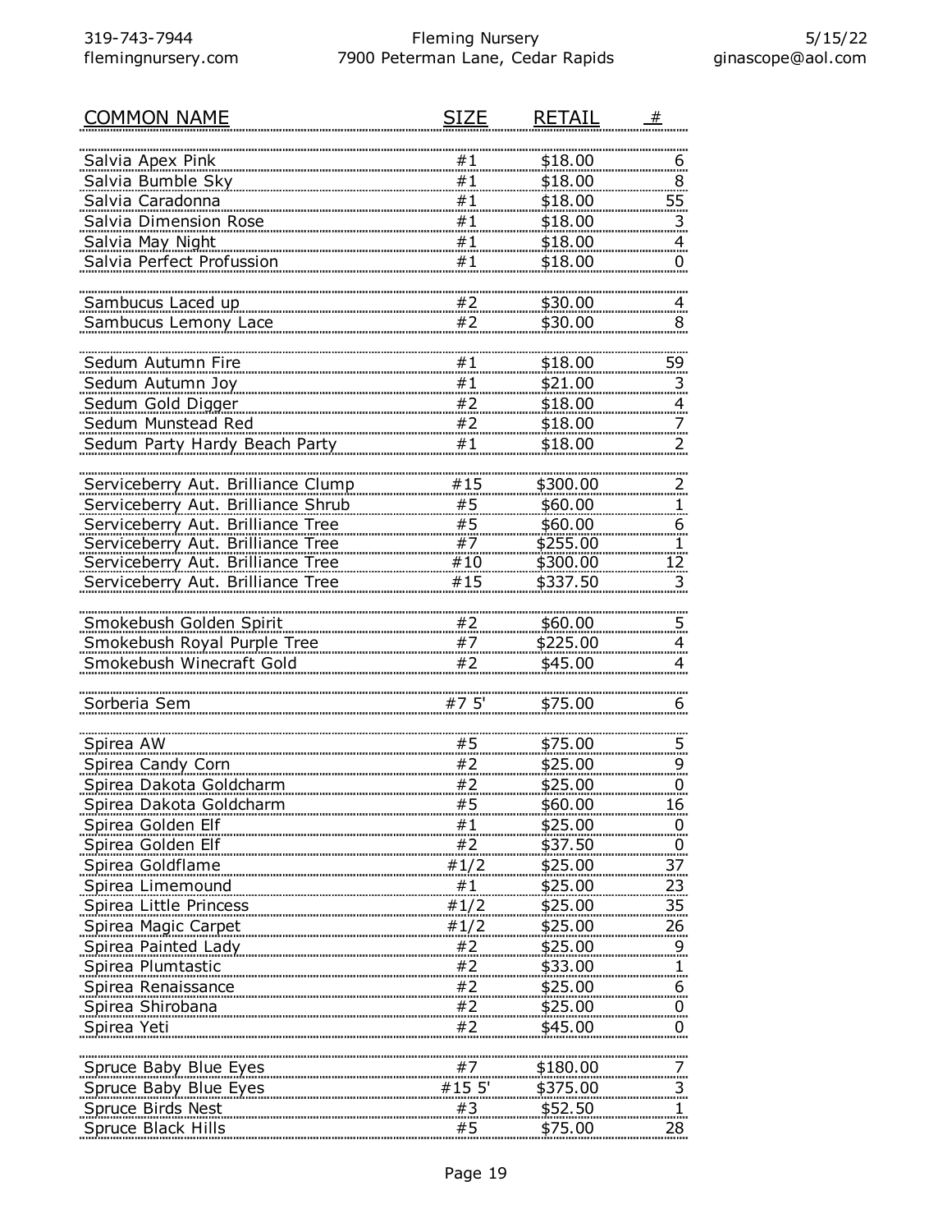| COMMON NAME | SIZE | RETAIL | # |
|---|---|---|---|
| Salvia Apex Pink | #1 | $18.00 | 6 |
| Salvia Bumble Sky | #1 | $18.00 | 8 |
| Salvia Caradonna | #1 | $18.00 | 55 |
| Salvia Dimension Rose | #1 | $18.00 | 3 |
| Salvia May Night | #1 | $18.00 | 4 |
| Salvia Perfect Profussion | #1 | $18.00 | 0 |
| Sambucus Laced up | #2 | $30.00 | 4 |
| Sambucus Lemony Lace | #2 | $30.00 | 8 |
| Sedum Autumn Fire | #1 | $18.00 | 59 |
| Sedum Autumn Joy | #1 | $21.00 | 3 |
| Sedum Gold Digger | #2 | $18.00 | 4 |
| Sedum Munstead Red | #2 | $18.00 | 7 |
| Sedum Party Hardy Beach Party | #1 | $18.00 | 2 |
| Serviceberry Aut. Brilliance Clump | #15 | $300.00 | 2 |
| Serviceberry Aut. Brilliance Shrub | #5 | $60.00 | 1 |
| Serviceberry Aut. Brilliance Tree | #5 | $60.00 | 6 |
| Serviceberry Aut. Brilliance Tree | #7 | $255.00 | 1 |
| Serviceberry Aut. Brilliance Tree | #10 | $300.00 | 12 |
| Serviceberry Aut. Brilliance Tree | #15 | $337.50 | 3 |
| Smokebush Golden Spirit | #2 | $60.00 | 5 |
| Smokebush Royal Purple Tree | #7 | $225.00 | 4 |
| Smokebush Winecraft Gold | #2 | $45.00 | 4 |
| Sorberia Sem | #7 5' | $75.00 | 6 |
| Spirea AW | #5 | $75.00 | 5 |
| Spirea Candy Corn | #2 | $25.00 | 9 |
| Spirea Dakota Goldcharm | #2 | $25.00 | 0 |
| Spirea Dakota Goldcharm | #5 | $60.00 | 16 |
| Spirea Golden Elf | #1 | $25.00 | 0 |
| Spirea Golden Elf | #2 | $37.50 | 0 |
| Spirea Goldflame | #1/2 | $25.00 | 37 |
| Spirea Limemound | #1 | $25.00 | 23 |
| Spirea Little Princess | #1/2 | $25.00 | 35 |
| Spirea Magic Carpet | #1/2 | $25.00 | 26 |
| Spirea Painted Lady | #2 | $25.00 | 9 |
| Spirea Plumtastic | #2 | $33.00 | 1 |
| Spirea Renaissance | #2 | $25.00 | 6 |
| Spirea Shirobana | #2 | $25.00 | 0 |
| Spirea Yeti | #2 | $45.00 | 0 |
| Spruce Baby Blue Eyes | #7 | $180.00 | 7 |
| Spruce Baby Blue Eyes | #15 5' | $375.00 | 3 |
| Spruce Birds Nest | #3 | $52.50 | 1 |
| Spruce Black Hills | #5 | $75.00 | 28 |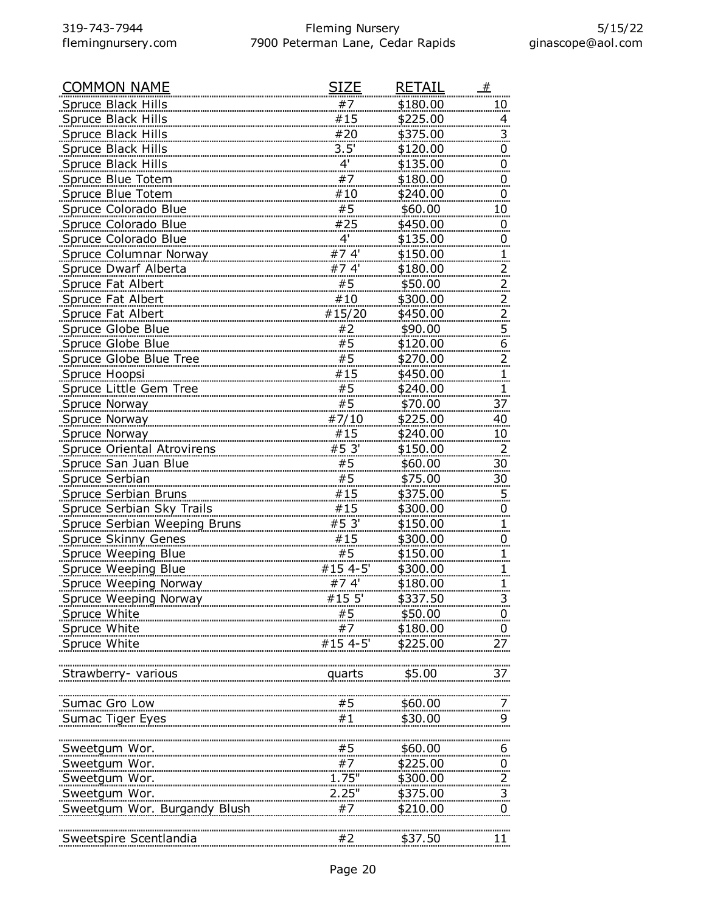| COMMON NAME | SIZE | RETAIL | # |
|---|---|---|---|
| Spruce Black Hills | #7 | $180.00 | 10 |
| Spruce Black Hills | #15 | $225.00 | 4 |
| Spruce Black Hills | #20 | $375.00 | 3 |
| Spruce Black Hills | 3.5' | $120.00 | 0 |
| Spruce Black Hills | 4' | $135.00 | 0 |
| Spruce Blue Totem | #7 | $180.00 | 0 |
| Spruce Blue Totem | #10 | $240.00 | 0 |
| Spruce Colorado Blue | #5 | $60.00 | 10 |
| Spruce Colorado Blue | #25 | $450.00 | 0 |
| Spruce Colorado Blue | 4' | $135.00 | 0 |
| Spruce Columnar Norway | #7 4' | $150.00 | 1 |
| Spruce Dwarf Alberta | #7 4' | $180.00 | 2 |
| Spruce Fat Albert | #5 | $50.00 | 2 |
| Spruce Fat Albert | #10 | $300.00 | 2 |
| Spruce Fat Albert | #15/20 | $450.00 | 2 |
| Spruce Globe Blue | #2 | $90.00 | 5 |
| Spruce Globe Blue | #5 | $120.00 | 6 |
| Spruce Globe Blue Tree | #5 | $270.00 | 2 |
| Spruce Hoopsi | #15 | $450.00 | 1 |
| Spruce Little Gem Tree | #5 | $240.00 | 1 |
| Spruce Norway | #5 | $70.00 | 37 |
| Spruce Norway | #7/10 | $225.00 | 40 |
| Spruce Norway | #15 | $240.00 | 10 |
| Spruce Oriental Atrovirens | #5 3' | $150.00 | 2 |
| Spruce San Juan Blue | #5 | $60.00 | 30 |
| Spruce Serbian | #5 | $75.00 | 30 |
| Spruce Serbian Bruns | #15 | $375.00 | 5 |
| Spruce Serbian Sky Trails | #15 | $300.00 | 0 |
| Spruce Serbian Weeping Bruns | #5 3' | $150.00 | 1 |
| Spruce Skinny Genes | #15 | $300.00 | 0 |
| Spruce Weeping Blue | #5 | $150.00 | 1 |
| Spruce Weeping Blue | #15 4-5' | $300.00 | 1 |
| Spruce Weeping Norway | #7 4' | $180.00 | 1 |
| Spruce Weeping Norway | #15 5' | $337.50 | 3 |
| Spruce White | #5 | $50.00 | 0 |
| Spruce White | #7 | $180.00 | 0 |
| Spruce White | #15 4-5' | $225.00 | 27 |
| | | | |
| Strawberry- various | quarts | $5.00 | 37 |
| | | | |
| Sumac Gro Low | #5 | $60.00 | 7 |
| Sumac Tiger Eyes | #1 | $30.00 | 9 |
| | | | |
| Sweetgum Wor. | #5 | $60.00 | 6 |
| Sweetgum Wor. | #7 | $225.00 | 0 |
| Sweetgum Wor. | 1.75" | $300.00 | 2 |
| Sweetgum Wor. | 2.25" | $375.00 | 3 |
| Sweetgum Wor. Burgandy Blush | #7 | $210.00 | 0 |
| | | | |
| Sweetspire Scentlandia | #2 | $37.50 | 11 |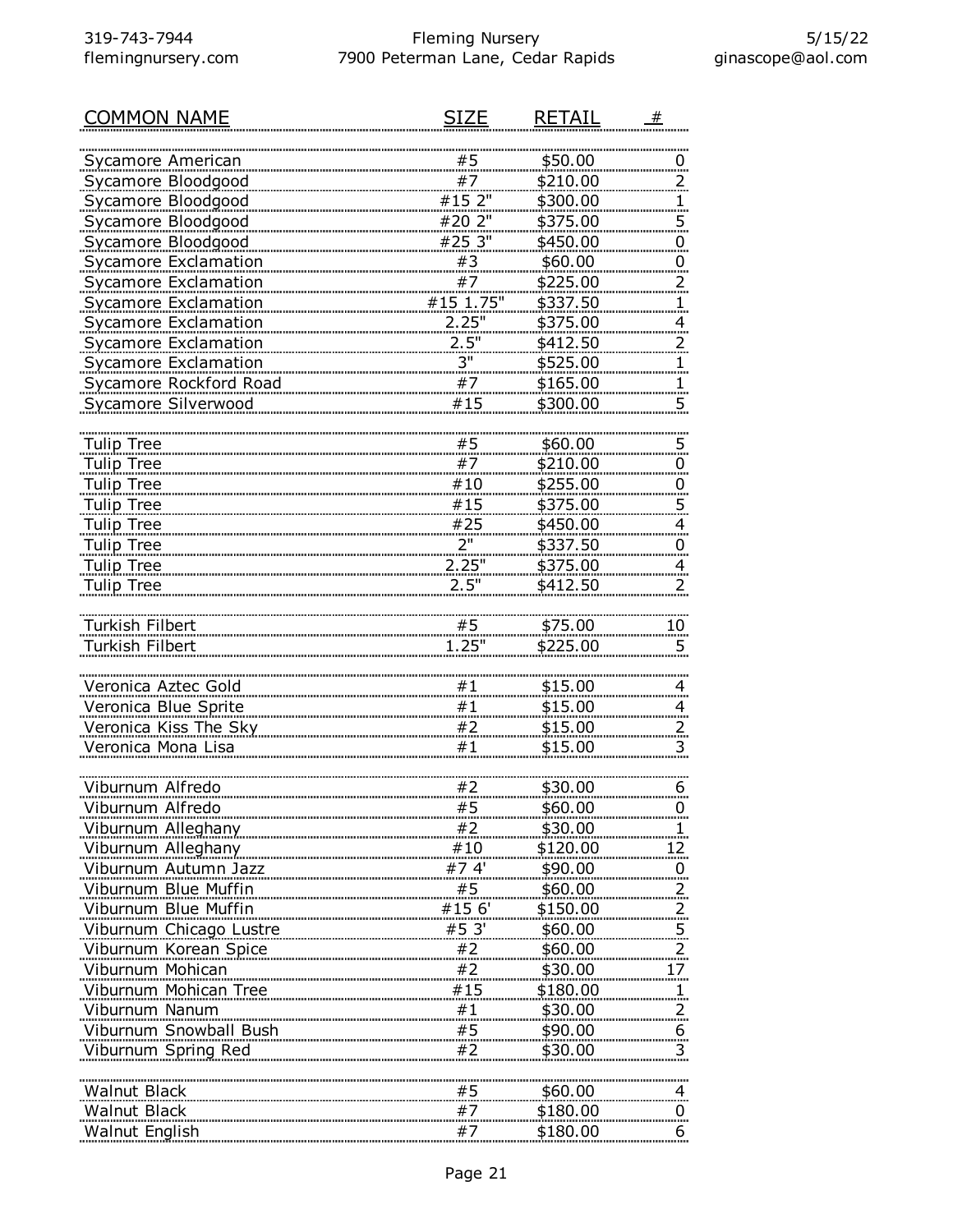| COMMON NAME | SIZE | RETAIL | # |
|---|---|---|---|
| Sycamore American | #5 | $50.00 | 0 |
| Sycamore Bloodgood | #7 | $210.00 | 2 |
| Sycamore Bloodgood | #15 2" | $300.00 | 1 |
| Sycamore Bloodgood | #20 2" | $375.00 | 5 |
| Sycamore Bloodgood | #25 3" | $450.00 | 0 |
| Sycamore Exclamation | #3 | $60.00 | 0 |
| Sycamore Exclamation | #7 | $225.00 | 2 |
| Sycamore Exclamation | #15 1.75" | $337.50 | 1 |
| Sycamore Exclamation | 2.25" | $375.00 | 4 |
| Sycamore Exclamation | 2.5" | $412.50 | 2 |
| Sycamore Exclamation | 3" | $525.00 | 1 |
| Sycamore Rockford Road | #7 | $165.00 | 1 |
| Sycamore Silverwood | #15 | $300.00 | 5 |
| | | | |
| Tulip Tree | #5 | $60.00 | 5 |
| Tulip Tree | #7 | $210.00 | 0 |
| Tulip Tree | #10 | $255.00 | 0 |
| Tulip Tree | #15 | $375.00 | 5 |
| Tulip Tree | #25 | $450.00 | 4 |
| Tulip Tree | 2" | $337.50 | 0 |
| Tulip Tree | 2.25" | $375.00 | 4 |
| Tulip Tree | 2.5" | $412.50 | 2 |
| | | | |
| Turkish Filbert | #5 | $75.00 | 10 |
| Turkish Filbert | 1.25" | $225.00 | 5 |
| | | | |
| Veronica Aztec Gold | #1 | $15.00 | 4 |
| Veronica Blue Sprite | #1 | $15.00 | 4 |
| Veronica Kiss The Sky | #2 | $15.00 | 2 |
| Veronica Mona Lisa | #1 | $15.00 | 3 |
| | | | |
| Viburnum Alfredo | #2 | $30.00 | 6 |
| Viburnum Alfredo | #5 | $60.00 | 0 |
| Viburnum Alleghany | #2 | $30.00 | 1 |
| Viburnum Alleghany | #10 | $120.00 | 12 |
| Viburnum Autumn Jazz | #7 4' | $90.00 | 0 |
| Viburnum Blue Muffin | #5 | $60.00 | 2 |
| Viburnum Blue Muffin | #15 6' | $150.00 | 2 |
| Viburnum Chicago Lustre | #5 3' | $60.00 | 5 |
| Viburnum Korean Spice | #2 | $60.00 | 2 |
| Viburnum Mohican | #2 | $30.00 | 17 |
| Viburnum Mohican Tree | #15 | $180.00 | 1 |
| Viburnum Nanum | #1 | $30.00 | 2 |
| Viburnum Snowball Bush | #5 | $90.00 | 6 |
| Viburnum Spring Red | #2 | $30.00 | 3 |
| | | | |
| Walnut Black | #5 | $60.00 | 4 |
| Walnut Black | #7 | $180.00 | 0 |
| Walnut English | #7 | $180.00 | 6 |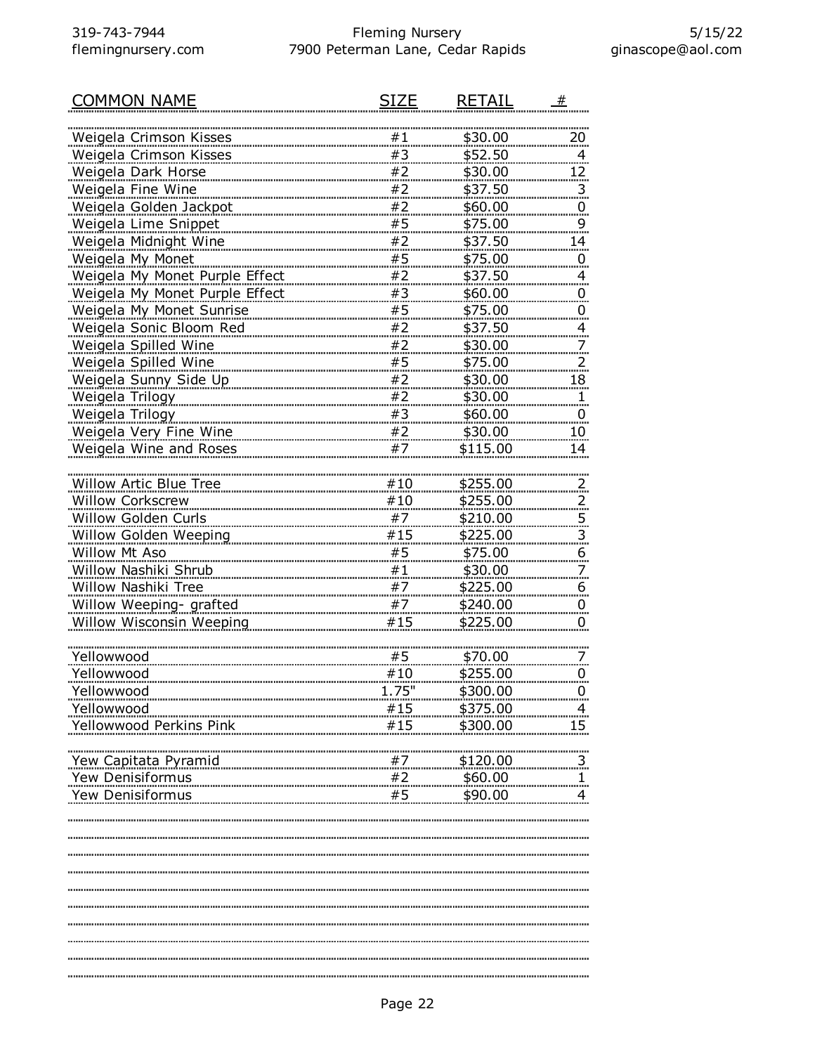| COMMON NAME | SIZE | RETAIL | # |
|---|---|---|---|
| Weigela Crimson Kisses | #1 | $30.00 | 20 |
| Weigela Crimson Kisses | #3 | $52.50 | 4 |
| Weigela Dark Horse | #2 | $30.00 | 12 |
| Weigela Fine Wine | #2 | $37.50 | 3 |
| Weigela Golden Jackpot | #2 | $60.00 | 0 |
| Weigela Lime Snippet | #5 | $75.00 | 9 |
| Weigela Midnight Wine | #2 | $37.50 | 14 |
| Weigela My Monet | #5 | $75.00 | 0 |
| Weigela My Monet Purple Effect | #2 | $37.50 | 4 |
| Weigela My Monet Purple Effect | #3 | $60.00 | 0 |
| Weigela My Monet Sunrise | #5 | $75.00 | 0 |
| Weigela Sonic Bloom Red | #2 | $37.50 | 4 |
| Weigela Spilled Wine | #2 | $30.00 | 7 |
| Weigela Spilled Wine | #5 | $75.00 | 2 |
| Weigela Sunny Side Up | #2 | $30.00 | 18 |
| Weigela Trilogy | #2 | $30.00 | 1 |
| Weigela Trilogy | #3 | $60.00 | 0 |
| Weigela Very Fine Wine | #2 | $30.00 | 10 |
| Weigela Wine and Roses | #7 | $115.00 | 14 |
| | | | |
| Willow Artic Blue Tree | #10 | $255.00 | 2 |
| Willow Corkscrew | #10 | $255.00 | 2 |
| Willow Golden Curls | #7 | $210.00 | 5 |
| Willow Golden Weeping | #15 | $225.00 | 3 |
| Willow Mt Aso | #5 | $75.00 | 6 |
| Willow Nashiki Shrub | #1 | $30.00 | 7 |
| Willow Nashiki Tree | #7 | $225.00 | 6 |
| Willow Weeping- grafted | #7 | $240.00 | 0 |
| Willow Wisconsin Weeping | #15 | $225.00 | 0 |
| | | | |
| Yellowwood | #5 | $70.00 | 7 |
| Yellowwood | #10 | $255.00 | 0 |
| Yellowwood | 1.75" | $300.00 | 0 |
| Yellowwood | #15 | $375.00 | 4 |
| Yellowwood Perkins Pink | #15 | $300.00 | 15 |
| | | | |
| Yew Capitata Pyramid | #7 | $120.00 | 3 |
| Yew Denisiformus | #2 | $60.00 | 1 |
| Yew Denisiformus | #5 | $90.00 | 4 |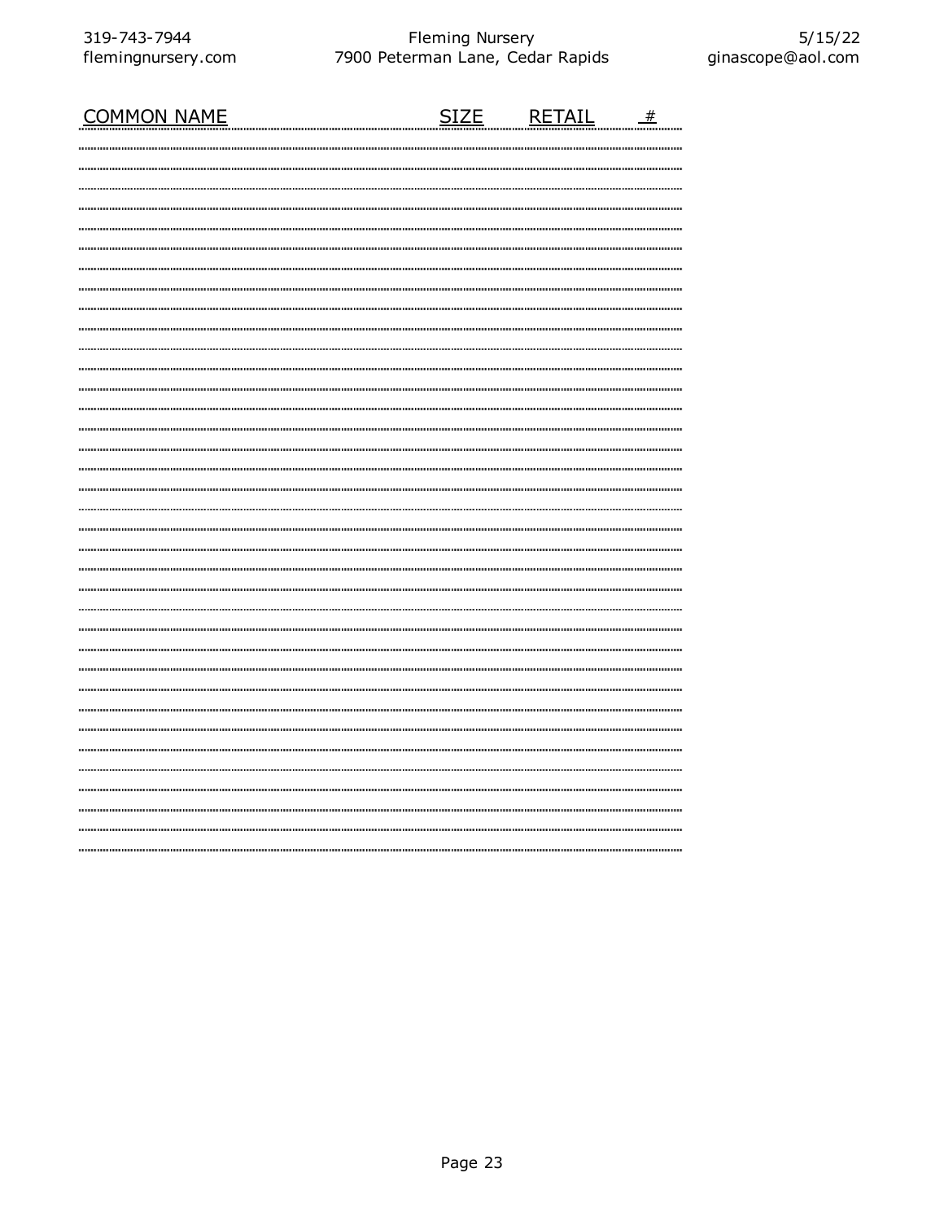| COMMON NAME | SIZE | RETAIL | # |
| --- | --- | --- | --- |